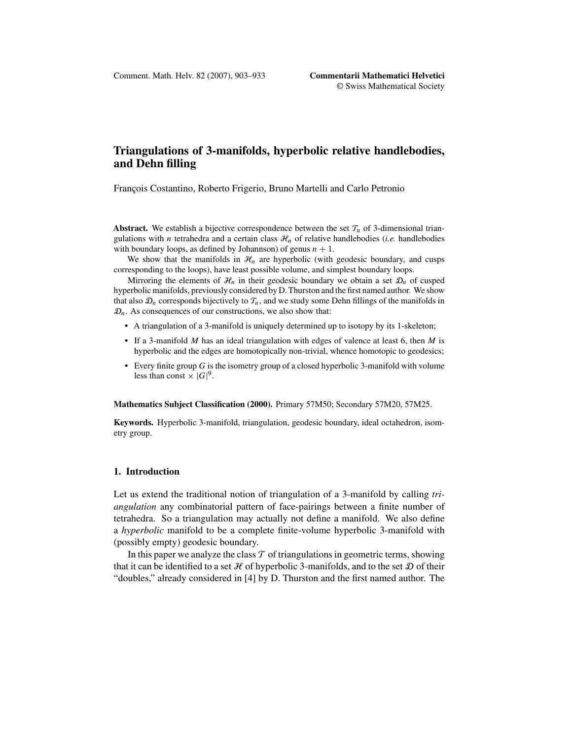# Triangulations of 3-manifolds, hyperbolic relative handlebodies, and Dehn filling

François Costantino, Roberto Frigerio, Bruno Martelli and Carlo Petronio

**Abstract.** We establish a bijective correspondence between the set $\mathcal{T}_n$ of 3-dimensional triangulations with $n$ tetrahedra and a certain class $\mathcal{H}_n$ of relative handlebodies (*i.e.* handlebodies with boundary loops, as defined by Johannson) of genus $n+1$.

We show that the manifolds in $\mathcal{H}_n$ are hyperbolic (with geodesic boundary, and cusps corresponding to the loops), have least possible volume, and simplest boundary loops.

Mirroring the elements of $\mathcal{H}_n$ in their geodesic boundary we obtain a set $\mathcal{D}_n$ of cusped hyperbolic manifolds, previously considered by D. Thurston and the first named author. We show that also $\mathcal{D}_n$ corresponds bijectively to $\mathcal{T}_n$, and we study some Dehn fillings of the manifolds in $\mathcal{D}_n$. As consequences of our constructions, we also show that:

- A triangulation of a 3-manifold is uniquely determined up to isotopy by its 1-skeleton;
- If a 3-manifold $M$ has an ideal triangulation with edges of valence at least 6, then $M$ is hyperbolic and the edges are homotopically non-trivial, whence homotopic to geodesics;
- Every finite group $G$ is the isometry group of a closed hyperbolic 3-manifold with volume less than const $\times\, |G|^9$.

**Mathematics Subject Classification (2000).** Primary 57M50; Secondary 57M20, 57M25.

**Keywords.** Hyperbolic 3-manifold, triangulation, geodesic boundary, ideal octahedron, isometry group.

## 1. Introduction

Let us extend the traditional notion of triangulation of a 3-manifold by calling *triangulation* any combinatorial pattern of face-pairings between a finite number of tetrahedra. So a triangulation may actually not define a manifold. We also define a *hyperbolic* manifold to be a complete finite-volume hyperbolic 3-manifold with (possibly empty) geodesic boundary.

In this paper we analyze the class $\mathcal{T}$ of triangulations in geometric terms, showing that it can be identified to a set $\mathcal{H}$ of hyperbolic 3-manifolds, and to the set $\mathcal{D}$ of their "doubles," already considered in [4] by D. Thurston and the first named author. The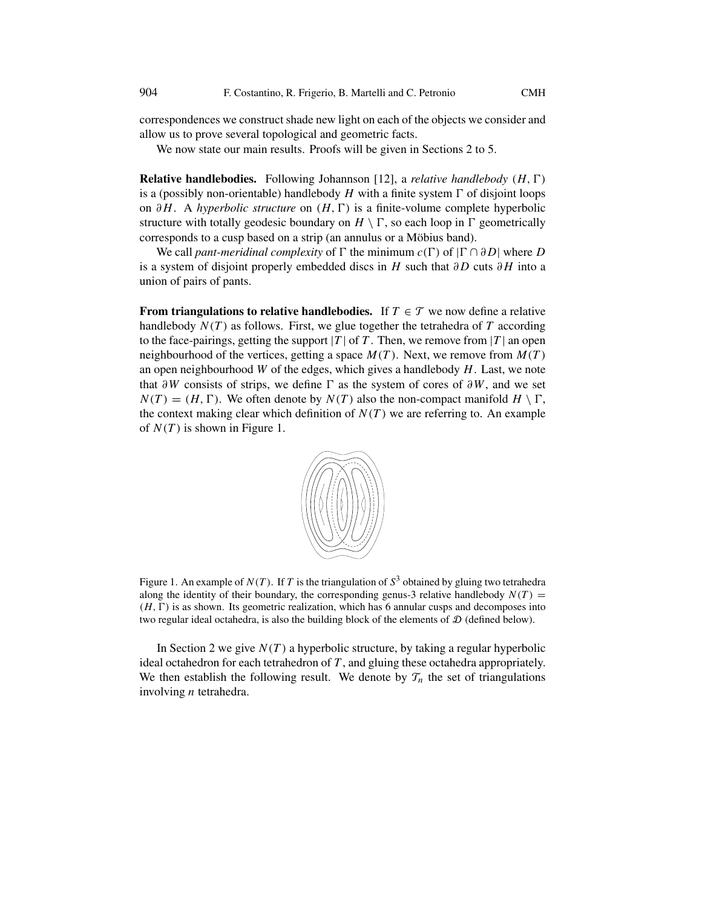correspondences we construct shade new light on each of the objects we consider and allow us to prove several topological and geometric facts.

We now state our main results. Proofs will be given in Sections 2 to 5.

**Relative handlebodies.** Following Johannson [12], a *relative handlebody* $(H, \Gamma)$ is a (possibly non-orientable) handlebody $H$ with a finite system $\Gamma$ of disjoint loops on $\partial H$. A *hyperbolic structure* on $(H, \Gamma)$ is a finite-volume complete hyperbolic structure with totally geodesic boundary on $H \setminus \Gamma$, so each loop in $\Gamma$ geometrically corresponds to a cusp based on a strip (an annulus or a Möbius band).

We call *pant-meridinal complexity* of $\Gamma$ the minimum $c(\Gamma)$ of $|\Gamma \cap \partial D|$ where $D$ is a system of disjoint properly embedded discs in $H$ such that $\partial D$ cuts $\partial H$ into a union of pairs of pants.

**From triangulations to relative handlebodies.** If $T \in \mathcal{T}$ we now define a relative handlebody $N(T)$ as follows. First, we glue together the tetrahedra of $T$ according to the face-pairings, getting the support $|T|$ of $T$. Then, we remove from $|T|$ an open neighbourhood of the vertices, getting a space $M(T)$. Next, we remove from $M(T)$ an open neighbourhood $W$ of the edges, which gives a handlebody $H$. Last, we note that $\partial W$ consists of strips, we define $\Gamma$ as the system of cores of $\partial W$, and we set $N(T) = (H, \Gamma)$. We often denote by $N(T)$ also the non-compact manifold $H \setminus \Gamma$, the context making clear which definition of $N(T)$ we are referring to. An example of $N(T)$ is shown in Figure 1.

Figure 1. An example of $N(T)$. If $T$ is the triangulation of $S^3$ obtained by gluing two tetrahedra along the identity of their boundary, the corresponding genus-3 relative handlebody $N(T) = (H, \Gamma)$ is as shown. Its geometric realization, which has 6 annular cusps and decomposes into two regular ideal octahedra, is also the building block of the elements of $\mathcal{D}$ (defined below).

In Section 2 we give $N(T)$ a hyperbolic structure, by taking a regular hyperbolic ideal octahedron for each tetrahedron of $T$, and gluing these octahedra appropriately. We then establish the following result. We denote by $\mathcal{T}_n$ the set of triangulations involving $n$ tetrahedra.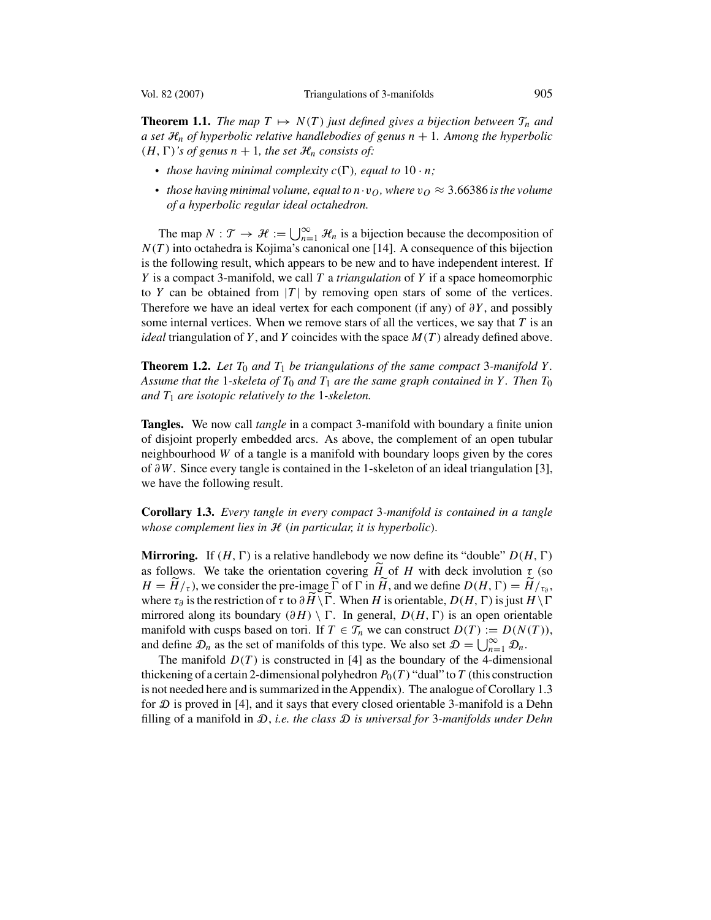**Theorem 1.1.** *The map $T \mapsto N(T)$ just defined gives a bijection between $\mathcal{T}_n$ and a set $\mathcal{H}_n$ of hyperbolic relative handlebodies of genus $n+1$. Among the hyperbolic $(H, \Gamma)$'s of genus $n+1$, the set $\mathcal{H}_n$ consists of:*

- *those having minimal complexity $c(\Gamma)$, equal to $10 \cdot n$;*
- *those having minimal volume, equal to $n \cdot v_O$, where $v_O \approx 3.66386$ is the volume of a hyperbolic regular ideal octahedron.*

The map $N : \mathcal{T} \to \mathcal{H} := \bigcup_{n=1}^{\infty} \mathcal{H}_n$ is a bijection because the decomposition of $N(T)$ into octahedra is Kojima's canonical one [14]. A consequence of this bijection is the following result, which appears to be new and to have independent interest. If $Y$ is a compact 3-manifold, we call $T$ a *triangulation* of $Y$ if a space homeomorphic to $Y$ can be obtained from $|T|$ by removing open stars of some of the vertices. Therefore we have an ideal vertex for each component (if any) of $\partial Y$, and possibly some internal vertices. When we remove stars of all the vertices, we say that $T$ is an *ideal* triangulation of $Y$, and $Y$ coincides with the space $M(T)$ already defined above.

**Theorem 1.2.** *Let $T_0$ and $T_1$ be triangulations of the same compact 3-manifold $Y$. Assume that the 1-skeleta of $T_0$ and $T_1$ are the same graph contained in $Y$. Then $T_0$ and $T_1$ are isotopic relatively to the 1-skeleton.*

**Tangles.** We now call *tangle* in a compact 3-manifold with boundary a finite union of disjoint properly embedded arcs. As above, the complement of an open tubular neighbourhood $W$ of a tangle is a manifold with boundary loops given by the cores of $\partial W$. Since every tangle is contained in the 1-skeleton of an ideal triangulation [3], we have the following result.

**Corollary 1.3.** *Every tangle in every compact 3-manifold is contained in a tangle whose complement lies in $\mathcal{H}$ (in particular, it is hyperbolic).*

**Mirroring.** If $(H, \Gamma)$ is a relative handlebody we now define its "double" $D(H, \Gamma)$ as follows. We take the orientation covering $\widetilde{H}$ of $H$ with deck involution $\tau$ (so $H = \widetilde{H}/_{\tau}$), we consider the pre-image $\widetilde{\Gamma}$ of $\Gamma$ in $\widetilde{H}$, and we define $D(H, \Gamma) = \widetilde{H}/_{\tau_\partial}$, where $\tau_\partial$ is the restriction of $\tau$ to $\partial\widetilde{H} \setminus \widetilde{\Gamma}$. When $H$ is orientable, $D(H, \Gamma)$ is just $H \setminus \Gamma$ mirrored along its boundary $(\partial H) \setminus \Gamma$. In general, $D(H, \Gamma)$ is an open orientable manifold with cusps based on tori. If $T \in \mathcal{T}_n$ we can construct $D(T) := D(N(T))$, and define $\mathcal{D}_n$ as the set of manifolds of this type. We also set $\mathcal{D} = \bigcup_{n=1}^{\infty} \mathcal{D}_n$.

The manifold $D(T)$ is constructed in [4] as the boundary of the 4-dimensional thickening of a certain 2-dimensional polyhedron $P_0(T)$ "dual" to $T$ (this construction is not needed here and is summarized in the Appendix). The analogue of Corollary 1.3 for $\mathcal{D}$ is proved in [4], and it says that every closed orientable 3-manifold is a Dehn filling of a manifold in $\mathcal{D}$, *i.e. the class $\mathcal{D}$ is universal for 3-manifolds under Dehn*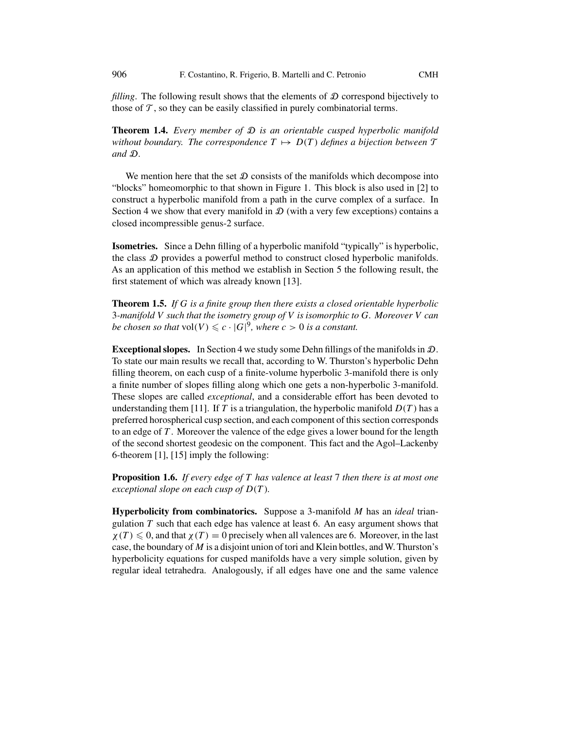*filling*. The following result shows that the elements of $\mathcal{D}$ correspond bijectively to those of $\mathcal{T}$, so they can be easily classified in purely combinatorial terms.

**Theorem 1.4.** *Every member of $\mathcal{D}$ is an orientable cusped hyperbolic manifold without boundary. The correspondence $T \mapsto D(T)$ defines a bijection between $\mathcal{T}$ and $\mathcal{D}$.*

We mention here that the set $\mathcal{D}$ consists of the manifolds which decompose into "blocks" homeomorphic to that shown in Figure 1. This block is also used in [2] to construct a hyperbolic manifold from a path in the curve complex of a surface. In Section 4 we show that every manifold in $\mathcal{D}$ (with a very few exceptions) contains a closed incompressible genus-2 surface.

**Isometries.** Since a Dehn filling of a hyperbolic manifold "typically" is hyperbolic, the class $\mathcal{D}$ provides a powerful method to construct closed hyperbolic manifolds. As an application of this method we establish in Section 5 the following result, the first statement of which was already known [13].

**Theorem 1.5.** *If $G$ is a finite group then there exists a closed orientable hyperbolic 3-manifold $V$ such that the isometry group of $V$ is isomorphic to $G$. Moreover $V$ can be chosen so that $\mathrm{vol}(V) \leqslant c \cdot |G|^9$, where $c > 0$ is a constant.*

**Exceptional slopes.** In Section 4 we study some Dehn fillings of the manifolds in $\mathcal{D}$. To state our main results we recall that, according to W. Thurston's hyperbolic Dehn filling theorem, on each cusp of a finite-volume hyperbolic 3-manifold there is only a finite number of slopes filling along which one gets a non-hyperbolic 3-manifold. These slopes are called *exceptional*, and a considerable effort has been devoted to understanding them [11]. If $T$ is a triangulation, the hyperbolic manifold $D(T)$ has a preferred horospherical cusp section, and each component of this section corresponds to an edge of $T$. Moreover the valence of the edge gives a lower bound for the length of the second shortest geodesic on the component. This fact and the Agol–Lackenby 6-theorem [1], [15] imply the following:

**Proposition 1.6.** *If every edge of $T$ has valence at least 7 then there is at most one exceptional slope on each cusp of $D(T)$.*

**Hyperbolicity from combinatorics.** Suppose a 3-manifold $M$ has an *ideal* triangulation $T$ such that each edge has valence at least 6. An easy argument shows that $\chi(T) \leqslant 0$, and that $\chi(T) = 0$ precisely when all valences are 6. Moreover, in the last case, the boundary of $M$ is a disjoint union of tori and Klein bottles, and W. Thurston's hyperbolicity equations for cusped manifolds have a very simple solution, given by regular ideal tetrahedra. Analogously, if all edges have one and the same valence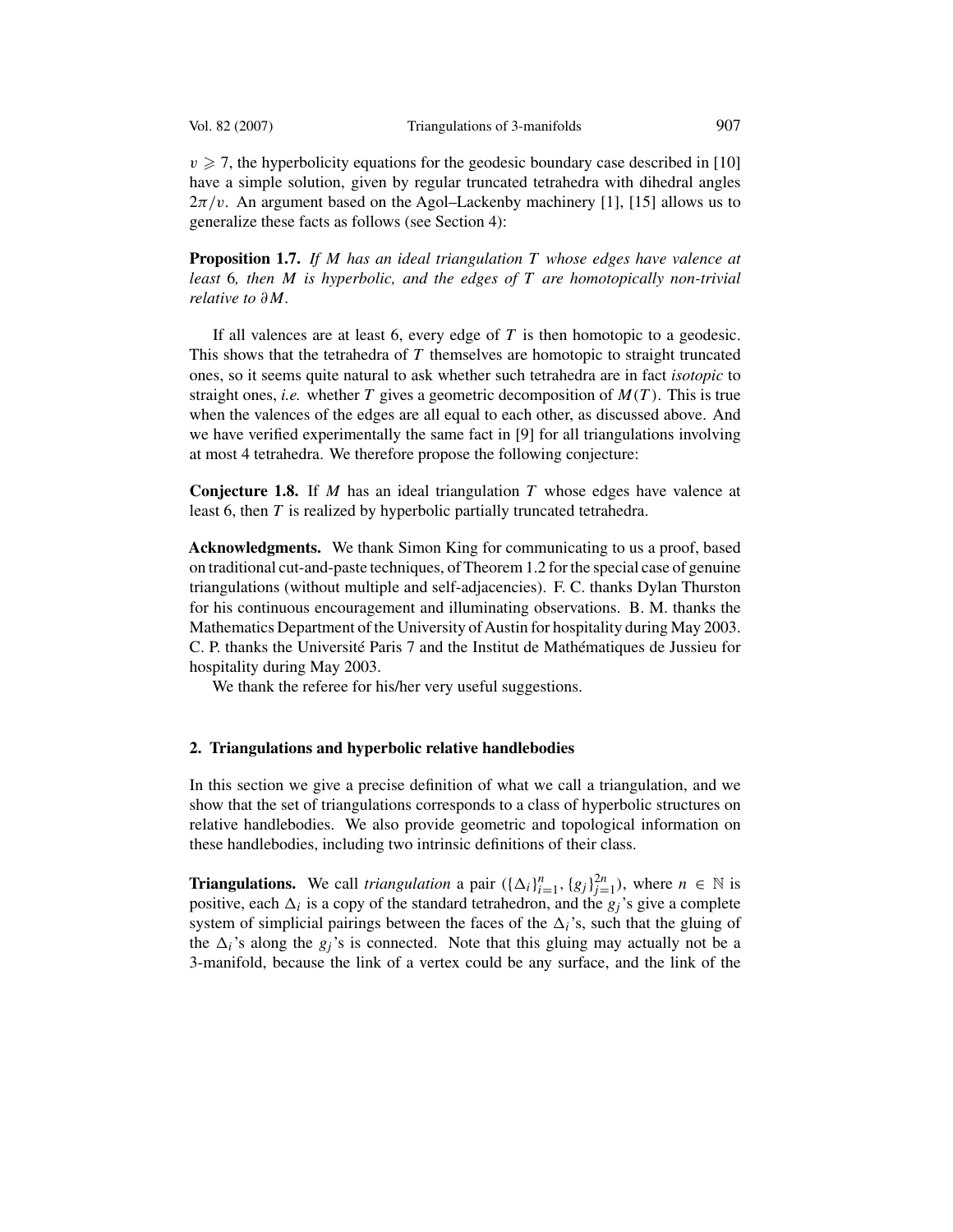$v \geqslant 7$, the hyperbolicity equations for the geodesic boundary case described in [10] have a simple solution, given by regular truncated tetrahedra with dihedral angles $2\pi/v$. An argument based on the Agol–Lackenby machinery [1], [15] allows us to generalize these facts as follows (see Section 4):

**Proposition 1.7.** *If $M$ has an ideal triangulation $T$ whose edges have valence at least* 6*, then $M$ is hyperbolic, and the edges of $T$ are homotopically non-trivial relative to $\partial M$.*

If all valences are at least 6, every edge of $T$ is then homotopic to a geodesic. This shows that the tetrahedra of $T$ themselves are homotopic to straight truncated ones, so it seems quite natural to ask whether such tetrahedra are in fact *isotopic* to straight ones, *i.e.* whether $T$ gives a geometric decomposition of $M(T)$. This is true when the valences of the edges are all equal to each other, as discussed above. And we have verified experimentally the same fact in [9] for all triangulations involving at most 4 tetrahedra. We therefore propose the following conjecture:

**Conjecture 1.8.** If $M$ has an ideal triangulation $T$ whose edges have valence at least 6, then $T$ is realized by hyperbolic partially truncated tetrahedra.

**Acknowledgments.** We thank Simon King for communicating to us a proof, based on traditional cut-and-paste techniques, of Theorem 1.2 for the special case of genuine triangulations (without multiple and self-adjacencies). F. C. thanks Dylan Thurston for his continuous encouragement and illuminating observations. B. M. thanks the Mathematics Department of the University of Austin for hospitality during May 2003. C. P. thanks the Université Paris 7 and the Institut de Mathématiques de Jussieu for hospitality during May 2003.

We thank the referee for his/her very useful suggestions.

## 2. Triangulations and hyperbolic relative handlebodies

In this section we give a precise definition of what we call a triangulation, and we show that the set of triangulations corresponds to a class of hyperbolic structures on relative handlebodies. We also provide geometric and topological information on these handlebodies, including two intrinsic definitions of their class.

**Triangulations.** We call *triangulation* a pair $(\{\Delta_i\}_{i=1}^{n}, \{g_j\}_{j=1}^{2n})$, where $n \in \mathbb{N}$ is positive, each $\Delta_i$ is a copy of the standard tetrahedron, and the $g_j$'s give a complete system of simplicial pairings between the faces of the $\Delta_i$'s, such that the gluing of the $\Delta_i$'s along the $g_j$'s is connected. Note that this gluing may actually not be a 3-manifold, because the link of a vertex could be any surface, and the link of the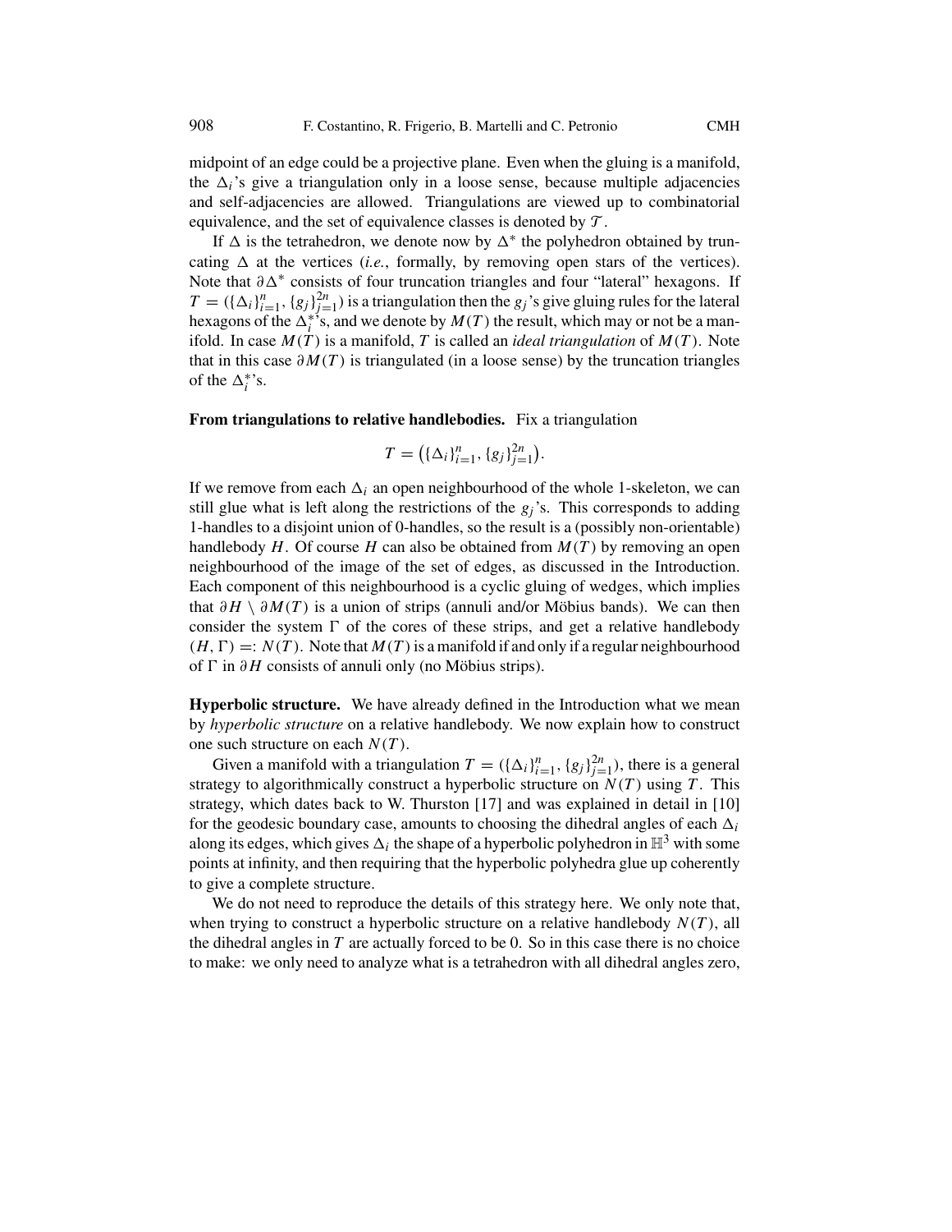midpoint of an edge could be a projective plane. Even when the gluing is a manifold, the $\Delta_i$'s give a triangulation only in a loose sense, because multiple adjacencies and self-adjacencies are allowed. Triangulations are viewed up to combinatorial equivalence, and the set of equivalence classes is denoted by $\mathcal{T}$.

If $\Delta$ is the tetrahedron, we denote now by $\Delta^*$ the polyhedron obtained by truncating $\Delta$ at the vertices (*i.e.*, formally, by removing open stars of the vertices). Note that $\partial\Delta^*$ consists of four truncation triangles and four "lateral" hexagons. If $T = (\{\Delta_i\}_{i=1}^n, \{g_j\}_{j=1}^{2n})$ is a triangulation then the $g_j$'s give gluing rules for the lateral hexagons of the $\Delta_i^*$'s, and we denote by $M(T)$ the result, which may or not be a manifold. In case $M(T)$ is a manifold, $T$ is called an *ideal triangulation* of $M(T)$. Note that in this case $\partial M(T)$ is triangulated (in a loose sense) by the truncation triangles of the $\Delta_i^*$'s.

**From triangulations to relative handlebodies.** Fix a triangulation

$$T = \big(\{\Delta_i\}_{i=1}^n, \{g_j\}_{j=1}^{2n}\big).$$

If we remove from each $\Delta_i$ an open neighbourhood of the whole 1-skeleton, we can still glue what is left along the restrictions of the $g_j$'s. This corresponds to adding 1-handles to a disjoint union of 0-handles, so the result is a (possibly non-orientable) handlebody $H$. Of course $H$ can also be obtained from $M(T)$ by removing an open neighbourhood of the image of the set of edges, as discussed in the Introduction. Each component of this neighbourhood is a cyclic gluing of wedges, which implies that $\partial H \setminus \partial M(T)$ is a union of strips (annuli and/or Möbius bands). We can then consider the system $\Gamma$ of the cores of these strips, and get a relative handlebody $(H, \Gamma) =: N(T)$. Note that $M(T)$ is a manifold if and only if a regular neighbourhood of $\Gamma$ in $\partial H$ consists of annuli only (no Möbius strips).

**Hyperbolic structure.** We have already defined in the Introduction what we mean by *hyperbolic structure* on a relative handlebody. We now explain how to construct one such structure on each $N(T)$.

Given a manifold with a triangulation $T = (\{\Delta_i\}_{i=1}^n, \{g_j\}_{j=1}^{2n})$, there is a general strategy to algorithmically construct a hyperbolic structure on $N(T)$ using $T$. This strategy, which dates back to W. Thurston [17] and was explained in detail in [10] for the geodesic boundary case, amounts to choosing the dihedral angles of each $\Delta_i$ along its edges, which gives $\Delta_i$ the shape of a hyperbolic polyhedron in $\mathbb{H}^3$ with some points at infinity, and then requiring that the hyperbolic polyhedra glue up coherently to give a complete structure.

We do not need to reproduce the details of this strategy here. We only note that, when trying to construct a hyperbolic structure on a relative handlebody $N(T)$, all the dihedral angles in $T$ are actually forced to be 0. So in this case there is no choice to make: we only need to analyze what is a tetrahedron with all dihedral angles zero,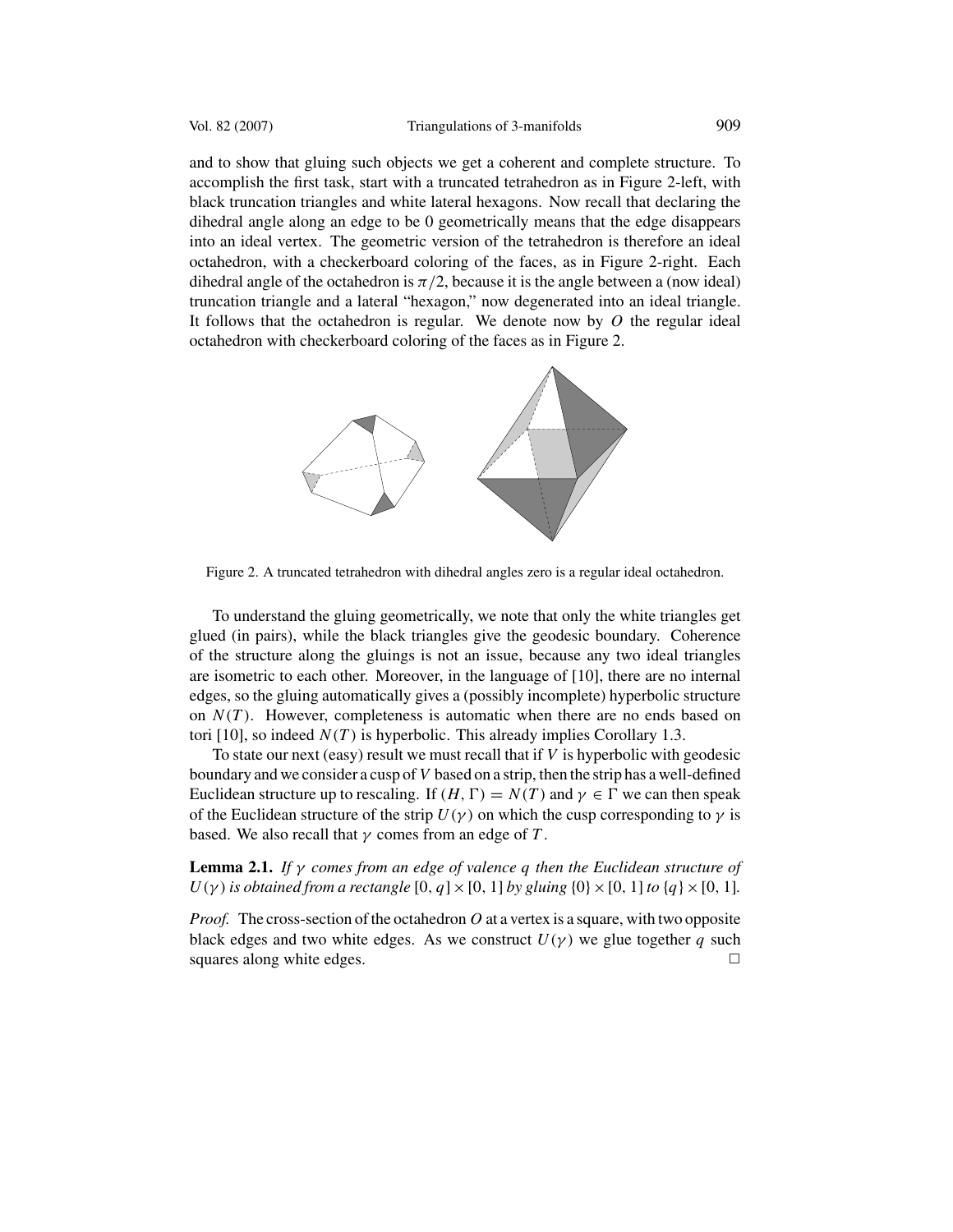and to show that gluing such objects we get a coherent and complete structure. To accomplish the first task, start with a truncated tetrahedron as in Figure 2-left, with black truncation triangles and white lateral hexagons. Now recall that declaring the dihedral angle along an edge to be 0 geometrically means that the edge disappears into an ideal vertex. The geometric version of the tetrahedron is therefore an ideal octahedron, with a checkerboard coloring of the faces, as in Figure 2-right. Each dihedral angle of the octahedron is $\pi/2$, because it is the angle between a (now ideal) truncation triangle and a lateral "hexagon," now degenerated into an ideal triangle. It follows that the octahedron is regular. We denote now by $O$ the regular ideal octahedron with checkerboard coloring of the faces as in Figure 2.

Figure 2. A truncated tetrahedron with dihedral angles zero is a regular ideal octahedron.

To understand the gluing geometrically, we note that only the white triangles get glued (in pairs), while the black triangles give the geodesic boundary. Coherence of the structure along the gluings is not an issue, because any two ideal triangles are isometric to each other. Moreover, in the language of [10], there are no internal edges, so the gluing automatically gives a (possibly incomplete) hyperbolic structure on $N(T)$. However, completeness is automatic when there are no ends based on tori [10], so indeed $N(T)$ is hyperbolic. This already implies Corollary 1.3.

To state our next (easy) result we must recall that if $V$ is hyperbolic with geodesic boundary and we consider a cusp of $V$ based on a strip, then the strip has a well-defined Euclidean structure up to rescaling. If $(H, \Gamma) = N(T)$ and $\gamma \in \Gamma$ we can then speak of the Euclidean structure of the strip $U(\gamma)$ on which the cusp corresponding to $\gamma$ is based. We also recall that $\gamma$ comes from an edge of $T$.

**Lemma 2.1.** *If $\gamma$ comes from an edge of valence $q$ then the Euclidean structure of $U(\gamma)$ is obtained from a rectangle $[0, q] \times [0, 1]$ by gluing $\{0\} \times [0, 1]$ to $\{q\} \times [0, 1]$.*

*Proof.* The cross-section of the octahedron $O$ at a vertex is a square, with two opposite black edges and two white edges. As we construct $U(\gamma)$ we glue together $q$ such squares along white edges. $\square$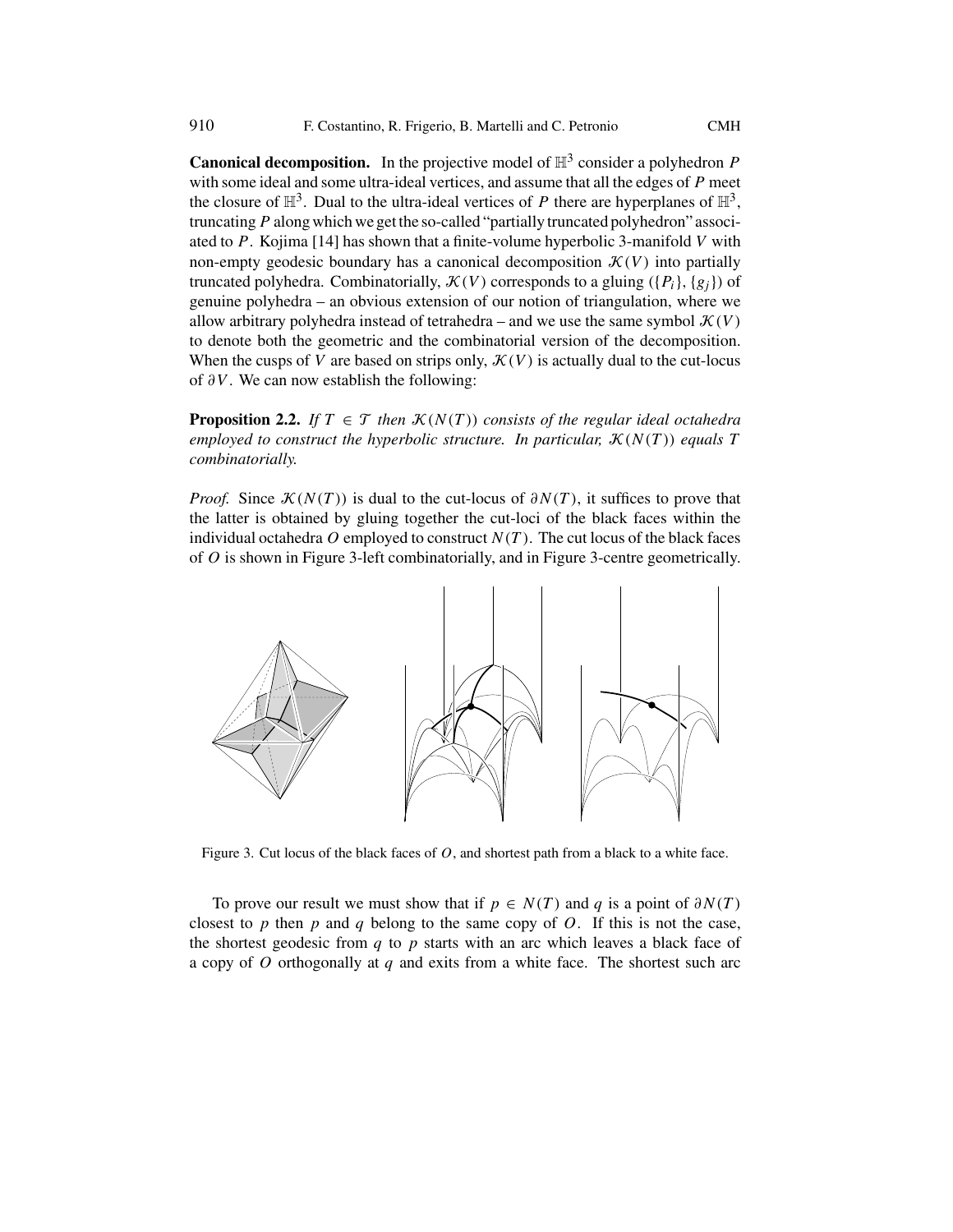**Canonical decomposition.** In the projective model of $\mathbb{H}^3$ consider a polyhedron $P$ with some ideal and some ultra-ideal vertices, and assume that all the edges of $P$ meet the closure of $\mathbb{H}^3$. Dual to the ultra-ideal vertices of $P$ there are hyperplanes of $\mathbb{H}^3$, truncating $P$ along which we get the so-called "partially truncated polyhedron" associated to $P$. Kojima [14] has shown that a finite-volume hyperbolic 3-manifold $V$ with non-empty geodesic boundary has a canonical decomposition $\mathcal{K}(V)$ into partially truncated polyhedra. Combinatorially, $\mathcal{K}(V)$ corresponds to a gluing $(\{P_i\}, \{g_j\})$ of genuine polyhedra – an obvious extension of our notion of triangulation, where we allow arbitrary polyhedra instead of tetrahedra – and we use the same symbol $\mathcal{K}(V)$ to denote both the geometric and the combinatorial version of the decomposition. When the cusps of $V$ are based on strips only, $\mathcal{K}(V)$ is actually dual to the cut-locus of $\partial V$. We can now establish the following:

**Proposition 2.2.** *If $T \in \mathcal{T}$ then $\mathcal{K}(N(T))$ consists of the regular ideal octahedra employed to construct the hyperbolic structure. In particular, $\mathcal{K}(N(T))$ equals $T$ combinatorially.*

*Proof.* Since $\mathcal{K}(N(T))$ is dual to the cut-locus of $\partial N(T)$, it suffices to prove that the latter is obtained by gluing together the cut-loci of the black faces within the individual octahedra $O$ employed to construct $N(T)$. The cut locus of the black faces of $O$ is shown in Figure 3-left combinatorially, and in Figure 3-centre geometrically.

Figure 3. Cut locus of the black faces of $O$, and shortest path from a black to a white face.

To prove our result we must show that if $p \in N(T)$ and $q$ is a point of $\partial N(T)$ closest to $p$ then $p$ and $q$ belong to the same copy of $O$. If this is not the case, the shortest geodesic from $q$ to $p$ starts with an arc which leaves a black face of a copy of $O$ orthogonally at $q$ and exits from a white face. The shortest such arc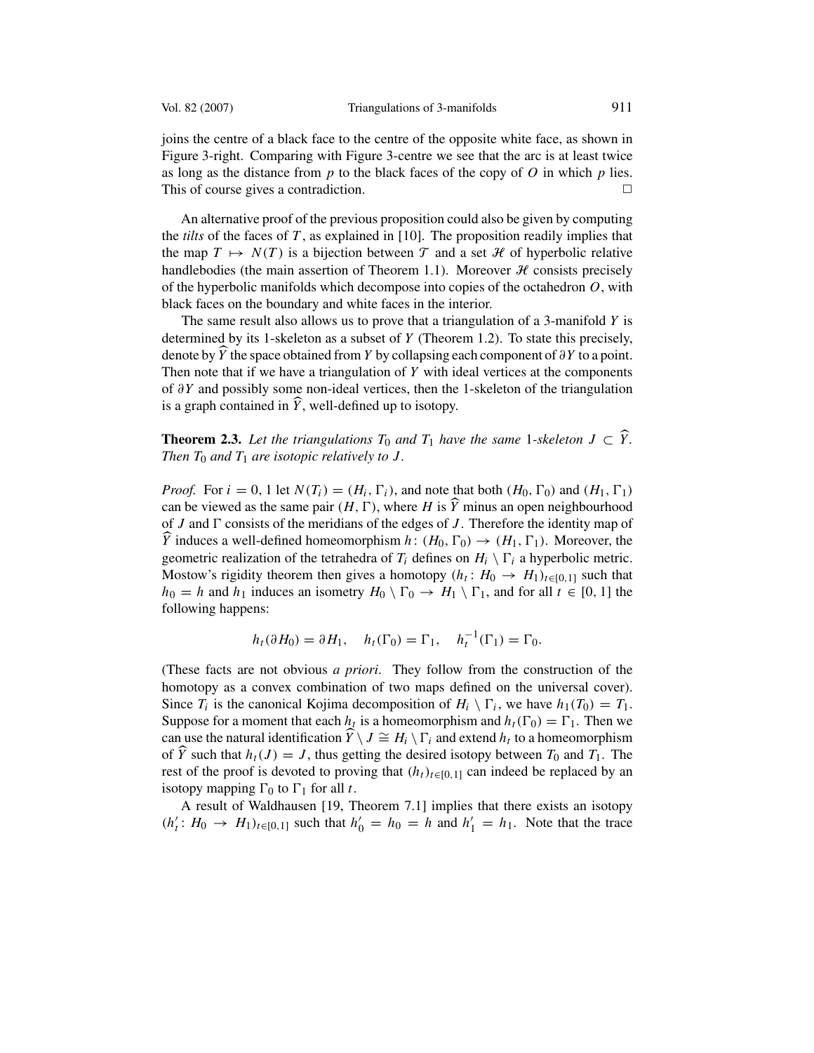joins the centre of a black face to the centre of the opposite white face, as shown in Figure 3-right. Comparing with Figure 3-centre we see that the arc is at least twice as long as the distance from $p$ to the black faces of the copy of $O$ in which $p$ lies. This of course gives a contradiction. □

An alternative proof of the previous proposition could also be given by computing the *tilts* of the faces of $T$, as explained in [10]. The proposition readily implies that the map $T \mapsto N(T)$ is a bijection between $\mathcal{T}$ and a set $\mathcal{H}$ of hyperbolic relative handlebodies (the main assertion of Theorem 1.1). Moreover $\mathcal{H}$ consists precisely of the hyperbolic manifolds which decompose into copies of the octahedron $O$, with black faces on the boundary and white faces in the interior.

The same result also allows us to prove that a triangulation of a 3-manifold $Y$ is determined by its 1-skeleton as a subset of $Y$ (Theorem 1.2). To state this precisely, denote by $\widehat{Y}$ the space obtained from $Y$ by collapsing each component of $\partial Y$ to a point. Then note that if we have a triangulation of $Y$ with ideal vertices at the components of $\partial Y$ and possibly some non-ideal vertices, then the 1-skeleton of the triangulation is a graph contained in $\widehat{Y}$, well-defined up to isotopy.

**Theorem 2.3.** *Let the triangulations $T_0$ and $T_1$ have the same 1-skeleton $J \subset \widehat{Y}$. Then $T_0$ and $T_1$ are isotopic relatively to $J$.*

*Proof.* For $i = 0, 1$ let $N(T_i) = (H_i, \Gamma_i)$, and note that both $(H_0, \Gamma_0)$ and $(H_1, \Gamma_1)$ can be viewed as the same pair $(H, \Gamma)$, where $H$ is $\widehat{Y}$ minus an open neighbourhood of $J$ and $\Gamma$ consists of the meridians of the edges of $J$. Therefore the identity map of $\widehat{Y}$ induces a well-defined homeomorphism $h: (H_0, \Gamma_0) \to (H_1, \Gamma_1)$. Moreover, the geometric realization of the tetrahedra of $T_i$ defines on $H_i \setminus \Gamma_i$ a hyperbolic metric. Mostow's rigidity theorem then gives a homotopy $(h_t: H_0 \to H_1)_{t\in[0,1]}$ such that $h_0 = h$ and $h_1$ induces an isometry $H_0 \setminus \Gamma_0 \to H_1 \setminus \Gamma_1$, and for all $t \in [0, 1]$ the following happens:

$$h_t(\partial H_0) = \partial H_1, \quad h_t(\Gamma_0) = \Gamma_1, \quad h_t^{-1}(\Gamma_1) = \Gamma_0.$$

(These facts are not obvious *a priori*. They follow from the construction of the homotopy as a convex combination of two maps defined on the universal cover). Since $T_i$ is the canonical Kojima decomposition of $H_i \setminus \Gamma_i$, we have $h_1(T_0) = T_1$. Suppose for a moment that each $h_t$ is a homeomorphism and $h_t(\Gamma_0) = \Gamma_1$. Then we can use the natural identification $\widehat{Y} \setminus J \cong H_i \setminus \Gamma_i$ and extend $h_t$ to a homeomorphism of $\widehat{Y}$ such that $h_t(J) = J$, thus getting the desired isotopy between $T_0$ and $T_1$. The rest of the proof is devoted to proving that $(h_t)_{t\in[0,1]}$ can indeed be replaced by an isotopy mapping $\Gamma_0$ to $\Gamma_1$ for all $t$.

A result of Waldhausen [19, Theorem 7.1] implies that there exists an isotopy $(h'_t: H_0 \to H_1)_{t\in[0,1]}$ such that $h'_0 = h_0 = h$ and $h'_1 = h_1$. Note that the trace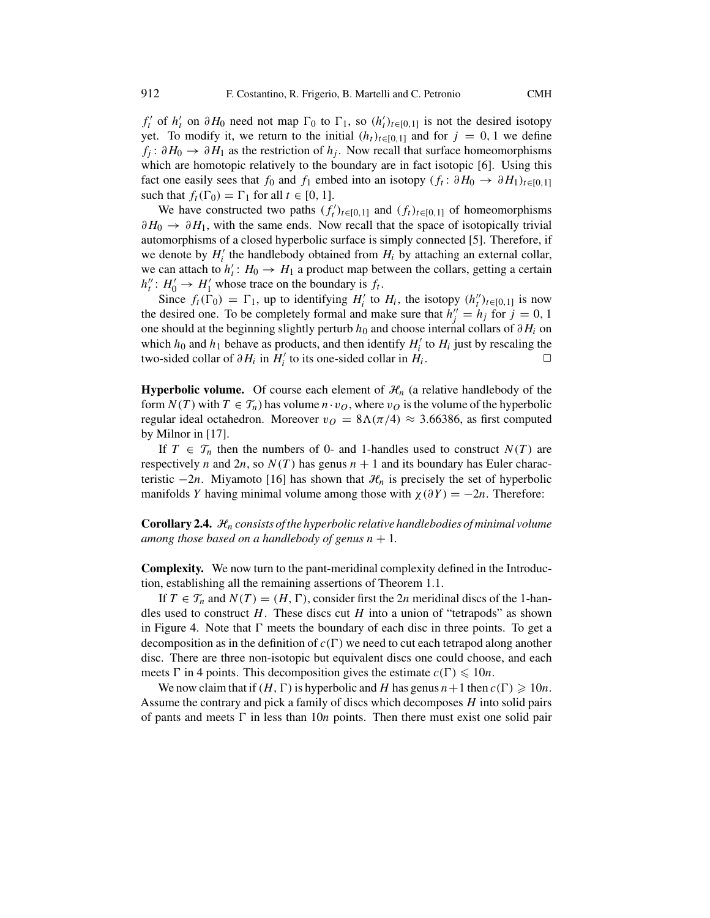$f'_t$ of $h'_t$ on $\partial H_0$ need not map $\Gamma_0$ to $\Gamma_1$, so $(h'_t)_{t\in[0,1]}$ is not the desired isotopy yet. To modify it, we return to the initial $(h_t)_{t\in[0,1]}$ and for $j = 0, 1$ we define $f_j : \partial H_0 \to \partial H_1$ as the restriction of $h_j$. Now recall that surface homeomorphisms which are homotopic relatively to the boundary are in fact isotopic [6]. Using this fact one easily sees that $f_0$ and $f_1$ embed into an isotopy $(f_t : \partial H_0 \to \partial H_1)_{t\in[0,1]}$ such that $f_t(\Gamma_0) = \Gamma_1$ for all $t \in [0, 1]$.

We have constructed two paths $(f'_t)_{t\in[0,1]}$ and $(f_t)_{t\in[0,1]}$ of homeomorphisms $\partial H_0 \to \partial H_1$, with the same ends. Now recall that the space of isotopically trivial automorphisms of a closed hyperbolic surface is simply connected [5]. Therefore, if we denote by $H'_i$ the handlebody obtained from $H_i$ by attaching an external collar, we can attach to $h'_t : H_0 \to H_1$ a product map between the collars, getting a certain $h''_t : H'_0 \to H'_1$ whose trace on the boundary is $f_t$.

Since $f_t(\Gamma_0) = \Gamma_1$, up to identifying $H'_i$ to $H_i$, the isotopy $(h''_t)_{t\in[0,1]}$ is now the desired one. To be completely formal and make sure that $h''_j = h_j$ for $j = 0, 1$ one should at the beginning slightly perturb $h_0$ and choose internal collars of $\partial H_i$ on which $h_0$ and $h_1$ behave as products, and then identify $H'_i$ to $H_i$ just by rescaling the two-sided collar of $\partial H_i$ in $H'_i$ to its one-sided collar in $H_i$. □

**Hyperbolic volume.** Of course each element of $\mathcal{H}_n$ (a relative handlebody of the form $N(T)$ with $T \in \mathcal{T}_n$) has volume $n \cdot v_O$, where $v_O$ is the volume of the hyperbolic regular ideal octahedron. Moreover $v_O = 8\Lambda(\pi/4) \approx 3.66386$, as first computed by Milnor in [17].

If $T \in \mathcal{T}_n$ then the numbers of 0- and 1-handles used to construct $N(T)$ are respectively $n$ and $2n$, so $N(T)$ has genus $n + 1$ and its boundary has Euler characteristic $-2n$. Miyamoto [16] has shown that $\mathcal{H}_n$ is precisely the set of hyperbolic manifolds $Y$ having minimal volume among those with $\chi(\partial Y) = -2n$. Therefore:

**Corollary 2.4.** *$\mathcal{H}_n$ consists of the hyperbolic relative handlebodies of minimal volume among those based on a handlebody of genus $n + 1$.*

**Complexity.** We now turn to the pant-meridinal complexity defined in the Introduction, establishing all the remaining assertions of Theorem 1.1.

If $T \in \mathcal{T}_n$ and $N(T) = (H, \Gamma)$, consider first the $2n$ meridinal discs of the 1-handles used to construct $H$. These discs cut $H$ into a union of "tetrapods" as shown in Figure 4. Note that $\Gamma$ meets the boundary of each disc in three points. To get a decomposition as in the definition of $c(\Gamma)$ we need to cut each tetrapod along another disc. There are three non-isotopic but equivalent discs one could choose, and each meets $\Gamma$ in 4 points. This decomposition gives the estimate $c(\Gamma) \leqslant 10n$.

We now claim that if $(H, \Gamma)$ is hyperbolic and $H$ has genus $n+1$ then $c(\Gamma) \geqslant 10n$. Assume the contrary and pick a family of discs which decomposes $H$ into solid pairs of pants and meets $\Gamma$ in less than $10n$ points. Then there must exist one solid pair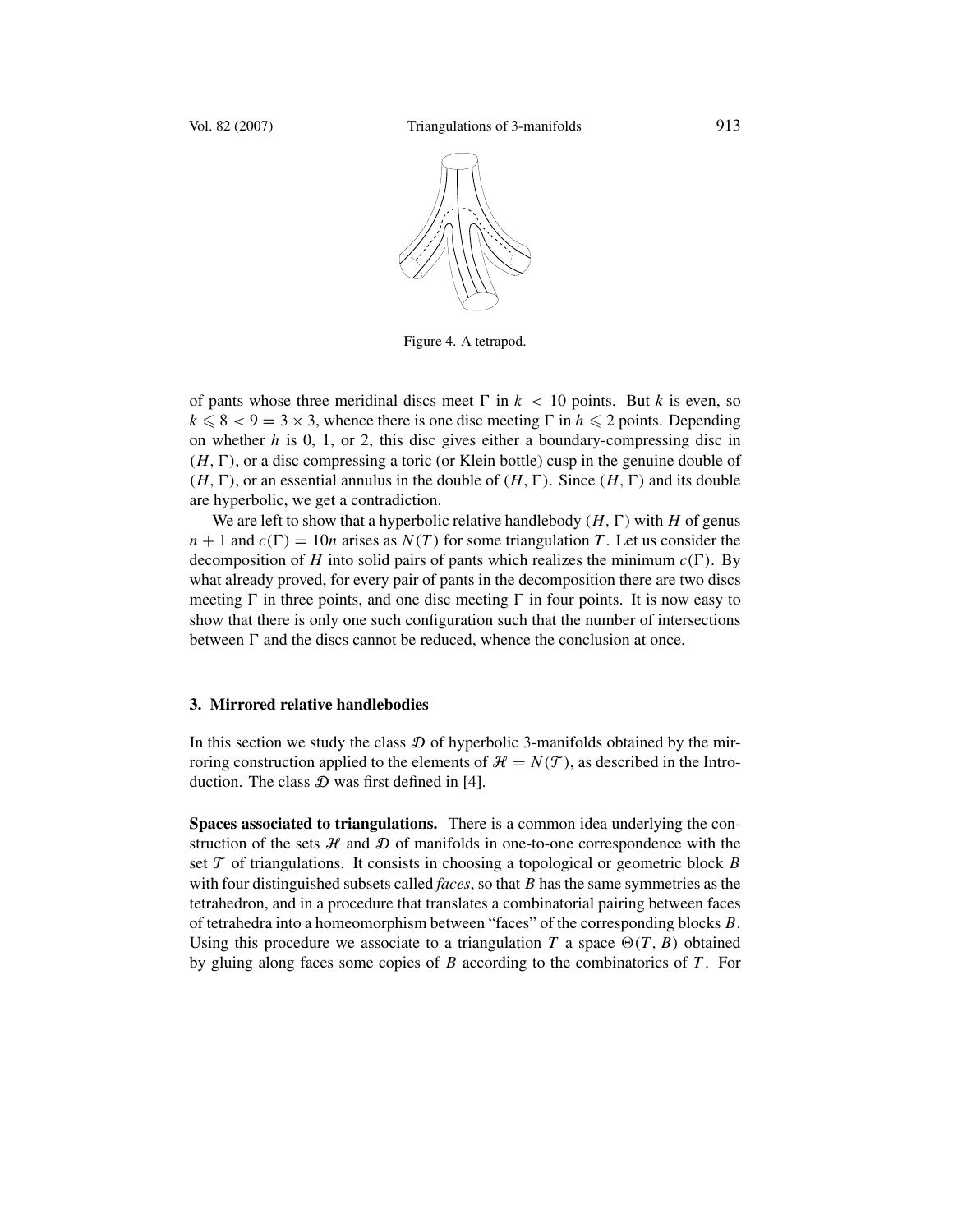Figure 4. A tetrapod.

of pants whose three meridinal discs meet $\Gamma$ in $k < 10$ points. But $k$ is even, so $k \leqslant 8 < 9 = 3 \times 3$, whence there is one disc meeting $\Gamma$ in $h \leqslant 2$ points. Depending on whether $h$ is 0, 1, or 2, this disc gives either a boundary-compressing disc in $(H, \Gamma)$, or a disc compressing a toric (or Klein bottle) cusp in the genuine double of $(H, \Gamma)$, or an essential annulus in the double of $(H, \Gamma)$. Since $(H, \Gamma)$ and its double are hyperbolic, we get a contradiction.

We are left to show that a hyperbolic relative handlebody $(H, \Gamma)$ with $H$ of genus $n + 1$ and $c(\Gamma) = 10n$ arises as $N(T)$ for some triangulation $T$. Let us consider the decomposition of $H$ into solid pairs of pants which realizes the minimum $c(\Gamma)$. By what already proved, for every pair of pants in the decomposition there are two discs meeting $\Gamma$ in three points, and one disc meeting $\Gamma$ in four points. It is now easy to show that there is only one such configuration such that the number of intersections between $\Gamma$ and the discs cannot be reduced, whence the conclusion at once.

## 3. Mirrored relative handlebodies

In this section we study the class $\mathcal{D}$ of hyperbolic 3-manifolds obtained by the mirroring construction applied to the elements of $\mathcal{H} = N(\mathcal{T})$, as described in the Introduction. The class $\mathcal{D}$ was first defined in [4].

**Spaces associated to triangulations.** There is a common idea underlying the construction of the sets $\mathcal{H}$ and $\mathcal{D}$ of manifolds in one-to-one correspondence with the set $\mathcal{T}$ of triangulations. It consists in choosing a topological or geometric block $B$ with four distinguished subsets called *faces*, so that $B$ has the same symmetries as the tetrahedron, and in a procedure that translates a combinatorial pairing between faces of tetrahedra into a homeomorphism between "faces" of the corresponding blocks $B$. Using this procedure we associate to a triangulation $T$ a space $\Theta(T, B)$ obtained by gluing along faces some copies of $B$ according to the combinatorics of $T$. For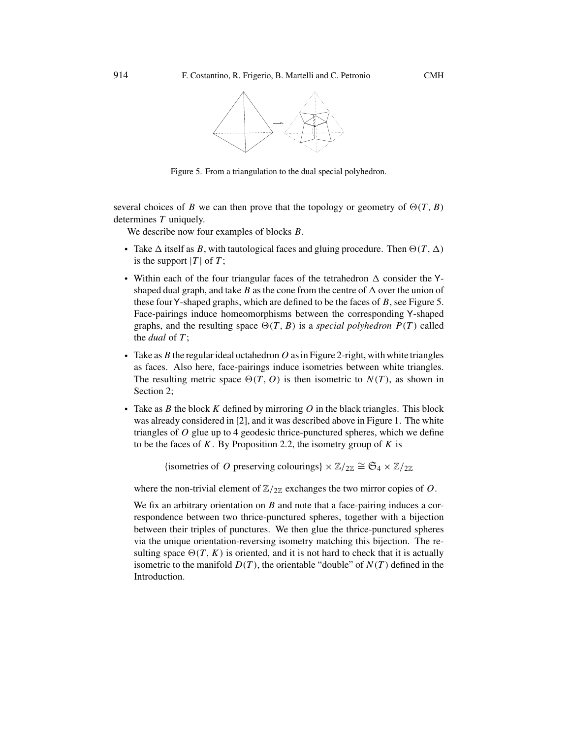Figure 5. From a triangulation to the dual special polyhedron.

several choices of $B$ we can then prove that the topology or geometry of $\Theta(T, B)$ determines $T$ uniquely.

We describe now four examples of blocks $B$.

- Take $\Delta$ itself as $B$, with tautological faces and gluing procedure. Then $\Theta(T, \Delta)$ is the support $|T|$ of $T$;
- Within each of the four triangular faces of the tetrahedron $\Delta$ consider the Y-shaped dual graph, and take $B$ as the cone from the centre of $\Delta$ over the union of these four Y-shaped graphs, which are defined to be the faces of $B$, see Figure 5. Face-pairings induce homeomorphisms between the corresponding Y-shaped graphs, and the resulting space $\Theta(T, B)$ is a *special polyhedron* $P(T)$ called the *dual* of $T$;
- Take as $B$ the regular ideal octahedron $O$ as in Figure 2-right, with white triangles as faces. Also here, face-pairings induce isometries between white triangles. The resulting metric space $\Theta(T, O)$ is then isometric to $N(T)$, as shown in Section 2;
- Take as $B$ the block $K$ defined by mirroring $O$ in the black triangles. This block was already considered in [2], and it was described above in Figure 1. The white triangles of $O$ glue up to 4 geodesic thrice-punctured spheres, which we define to be the faces of $K$. By Proposition 2.2, the isometry group of $K$ is

  $$\{\text{isometries of } O \text{ preserving colourings}\} \times \mathbb{Z}/_{2\mathbb{Z}} \cong \mathfrak{S}_4 \times \mathbb{Z}/_{2\mathbb{Z}}$$

  where the non-trivial element of $\mathbb{Z}/_{2\mathbb{Z}}$ exchanges the two mirror copies of $O$.

  We fix an arbitrary orientation on $B$ and note that a face-pairing induces a correspondence between two thrice-punctured spheres, together with a bijection between their triples of punctures. We then glue the thrice-punctured spheres via the unique orientation-reversing isometry matching this bijection. The resulting space $\Theta(T, K)$ is oriented, and it is not hard to check that it is actually isometric to the manifold $D(T)$, the orientable "double" of $N(T)$ defined in the Introduction.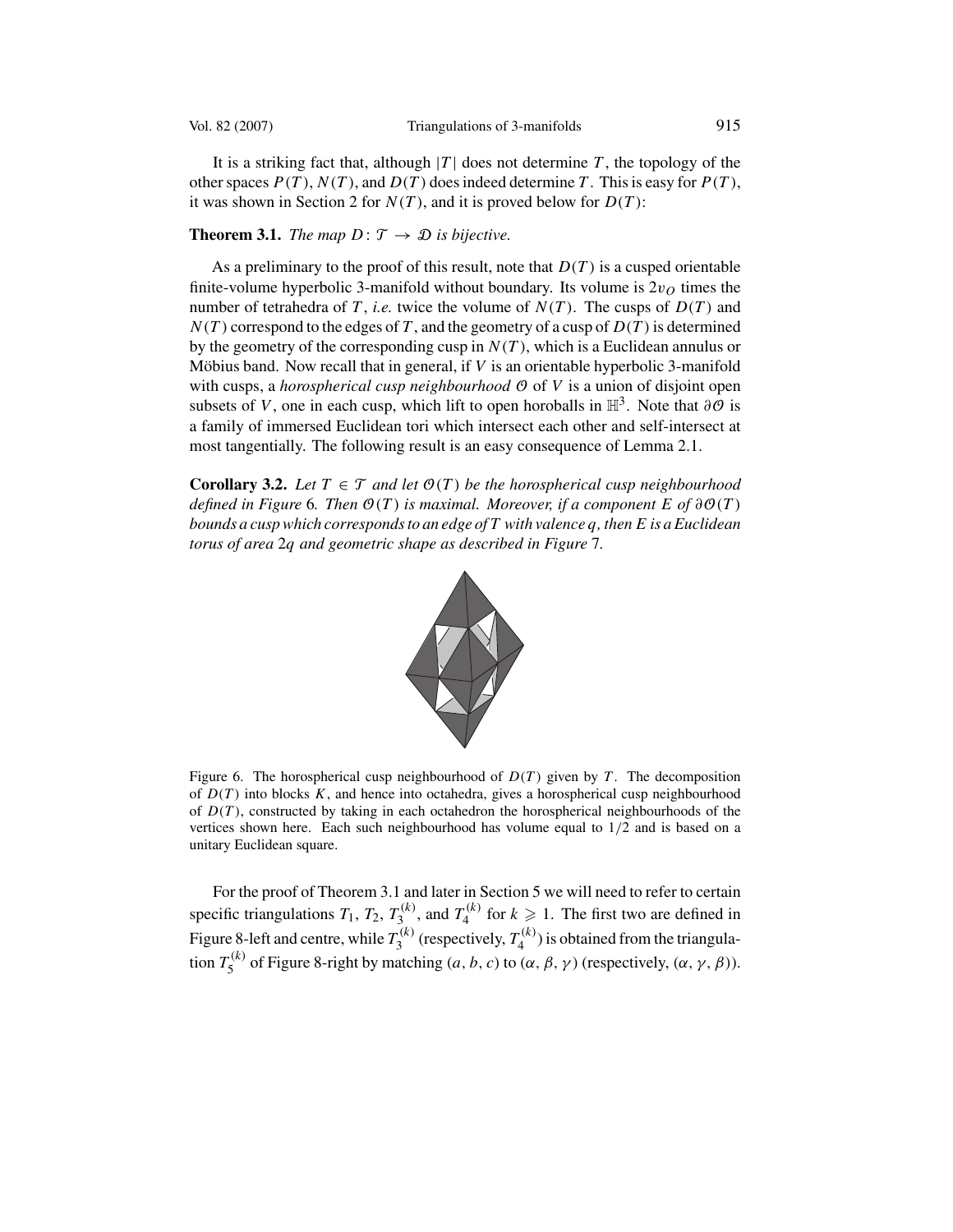It is a striking fact that, although $|T|$ does not determine $T$, the topology of the other spaces $P(T)$, $N(T)$, and $D(T)$ does indeed determine $T$. This is easy for $P(T)$, it was shown in Section 2 for $N(T)$, and it is proved below for $D(T)$:

**Theorem 3.1.** *The map $D\colon \mathcal{T} \to \mathcal{D}$ is bijective.*

As a preliminary to the proof of this result, note that $D(T)$ is a cusped orientable finite-volume hyperbolic 3-manifold without boundary. Its volume is $2v_O$ times the number of tetrahedra of $T$, *i.e.* twice the volume of $N(T)$. The cusps of $D(T)$ and $N(T)$ correspond to the edges of $T$, and the geometry of a cusp of $D(T)$ is determined by the geometry of the corresponding cusp in $N(T)$, which is a Euclidean annulus or Möbius band. Now recall that in general, if $V$ is an orientable hyperbolic 3-manifold with cusps, a *horospherical cusp neighbourhood* $\mathcal{O}$ of $V$ is a union of disjoint open subsets of $V$, one in each cusp, which lift to open horoballs in $\mathbb{H}^3$. Note that $\partial\mathcal{O}$ is a family of immersed Euclidean tori which intersect each other and self-intersect at most tangentially. The following result is an easy consequence of Lemma 2.1.

**Corollary 3.2.** *Let $T \in \mathcal{T}$ and let $\mathcal{O}(T)$ be the horospherical cusp neighbourhood defined in Figure 6. Then $\mathcal{O}(T)$ is maximal. Moreover, if a component $E$ of $\partial\mathcal{O}(T)$ bounds a cusp which corresponds to an edge of $T$ with valence $q$, then $E$ is a Euclidean torus of area $2q$ and geometric shape as described in Figure 7.*

Figure 6. The horospherical cusp neighbourhood of $D(T)$ given by $T$. The decomposition of $D(T)$ into blocks $K$, and hence into octahedra, gives a horospherical cusp neighbourhood of $D(T)$, constructed by taking in each octahedron the horospherical neighbourhoods of the vertices shown here. Each such neighbourhood has volume equal to $1/2$ and is based on a unitary Euclidean square.

For the proof of Theorem 3.1 and later in Section 5 we will need to refer to certain specific triangulations $T_1$, $T_2$, $T_3^{(k)}$, and $T_4^{(k)}$ for $k \geqslant 1$. The first two are defined in Figure 8-left and centre, while $T_3^{(k)}$ (respectively, $T_4^{(k)}$) is obtained from the triangulation $T_5^{(k)}$ of Figure 8-right by matching $(a, b, c)$ to $(\alpha, \beta, \gamma)$ (respectively, $(\alpha, \gamma, \beta)$).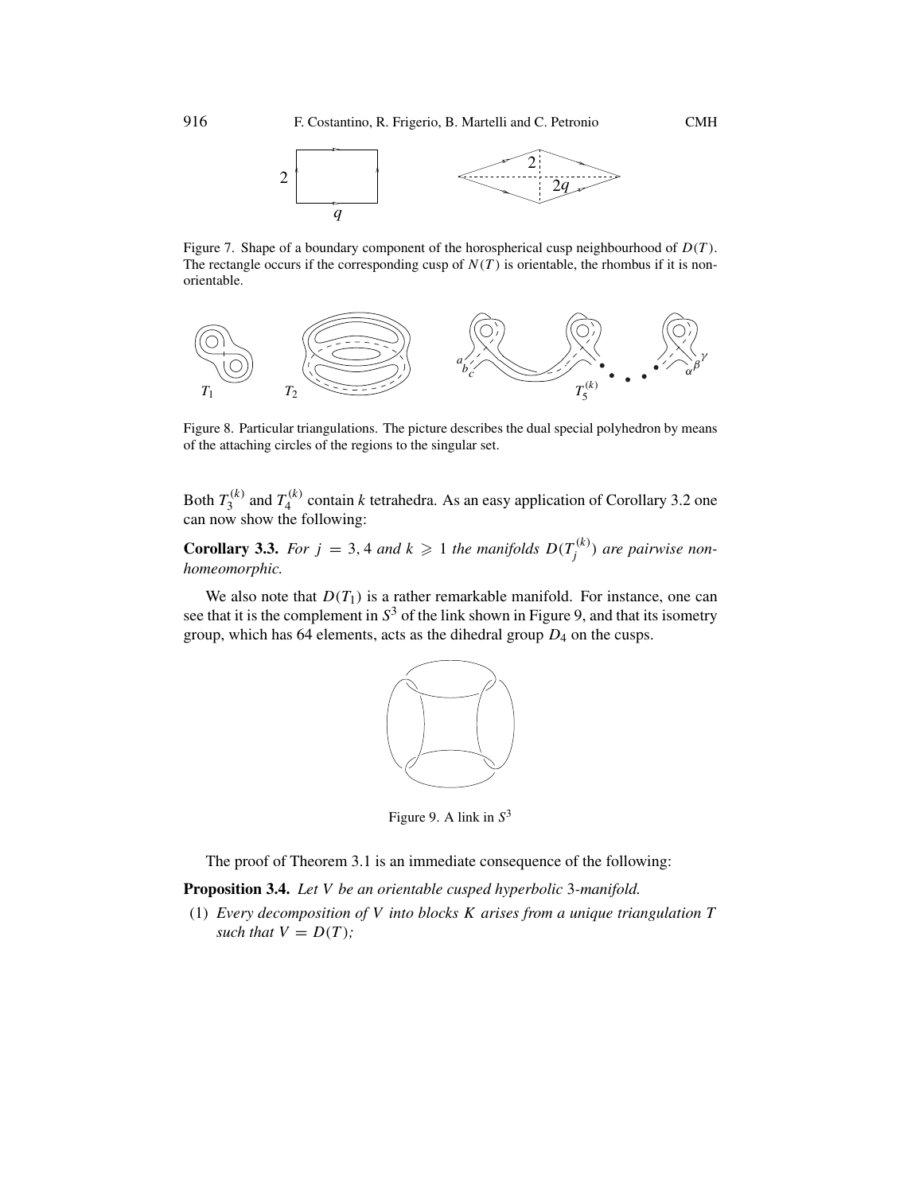Figure 7. Shape of a boundary component of the horospherical cusp neighbourhood of $D(T)$. The rectangle occurs if the corresponding cusp of $N(T)$ is orientable, the rhombus if it is non-orientable.

Figure 8. Particular triangulations. The picture describes the dual special polyhedron by means of the attaching circles of the regions to the singular set.

Both $T_3^{(k)}$ and $T_4^{(k)}$ contain $k$ tetrahedra. As an easy application of Corollary 3.2 one can now show the following:

**Corollary 3.3.** *For $j = 3, 4$ and $k \geqslant 1$ the manifolds $D(T_j^{(k)})$ are pairwise non-homeomorphic.*

We also note that $D(T_1)$ is a rather remarkable manifold. For instance, one can see that it is the complement in $S^3$ of the link shown in Figure 9, and that its isometry group, which has 64 elements, acts as the dihedral group $D_4$ on the cusps.

Figure 9. A link in $S^3$

The proof of Theorem 3.1 is an immediate consequence of the following:

**Proposition 3.4.** *Let $V$ be an orientable cusped hyperbolic 3-manifold.*

(1) *Every decomposition of $V$ into blocks $K$ arises from a unique triangulation $T$ such that $V = D(T)$;*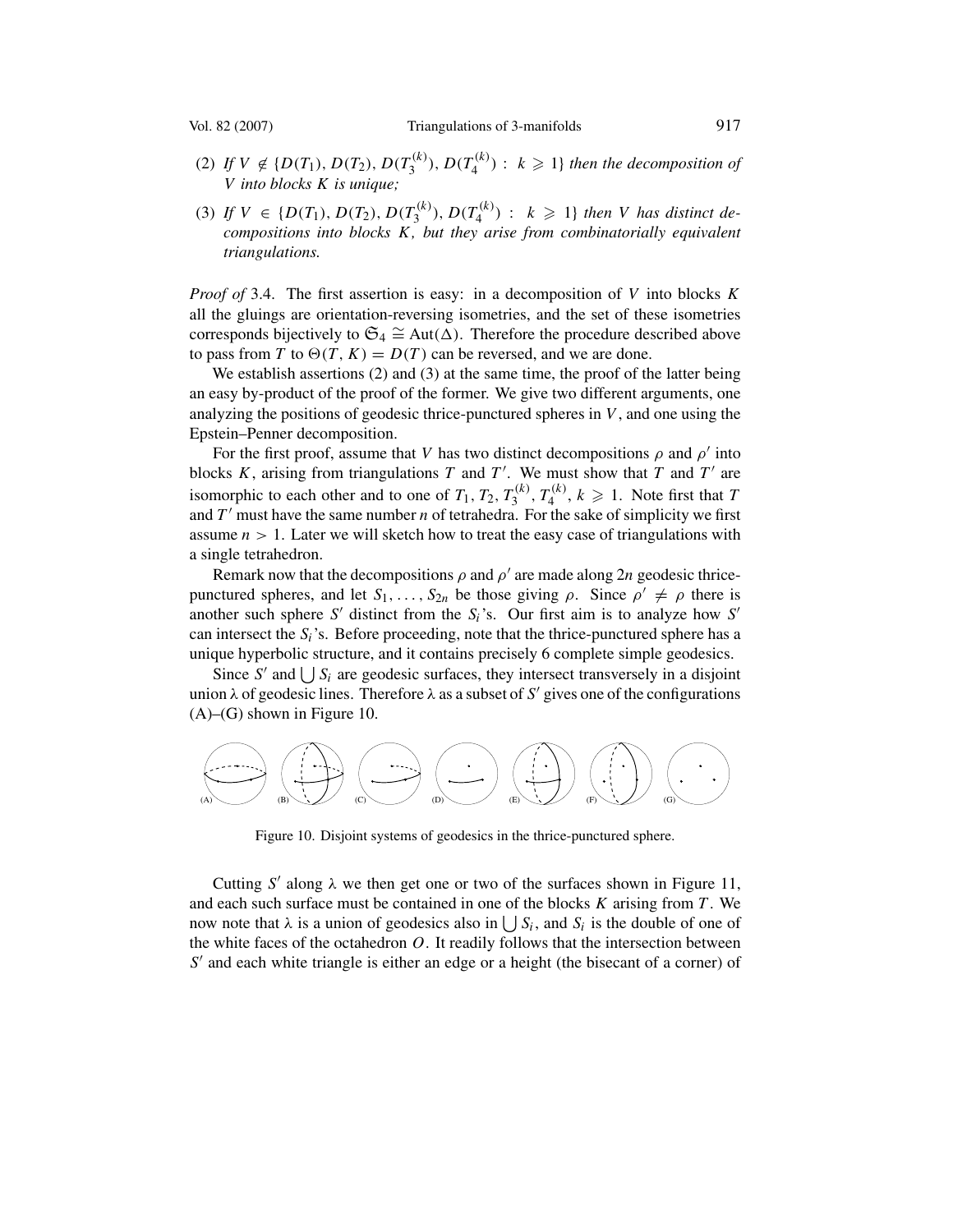(2) *If* $V \notin \{D(T_1), D(T_2), D(T_3^{(k)}), D(T_4^{(k)}) : k \geqslant 1\}$ *then the decomposition of* $V$ *into blocks* $K$ *is unique;*

(3) *If* $V \in \{D(T_1), D(T_2), D(T_3^{(k)}), D(T_4^{(k)}) : k \geqslant 1\}$ *then* $V$ *has distinct decompositions into blocks* $K$*, but they arise from combinatorially equivalent triangulations.*

*Proof of* 3.4. The first assertion is easy: in a decomposition of $V$ into blocks $K$ all the gluings are orientation-reversing isometries, and the set of these isometries corresponds bijectively to $\mathfrak{S}_4 \cong \mathrm{Aut}(\Delta)$. Therefore the procedure described above to pass from $T$ to $\Theta(T, K) = D(T)$ can be reversed, and we are done.

We establish assertions (2) and (3) at the same time, the proof of the latter being an easy by-product of the proof of the former. We give two different arguments, one analyzing the positions of geodesic thrice-punctured spheres in $V$, and one using the Epstein–Penner decomposition.

For the first proof, assume that $V$ has two distinct decompositions $\rho$ and $\rho'$ into blocks $K$, arising from triangulations $T$ and $T'$. We must show that $T$ and $T'$ are isomorphic to each other and to one of $T_1, T_2, T_3^{(k)}, T_4^{(k)}$, $k \geqslant 1$. Note first that $T$ and $T'$ must have the same number $n$ of tetrahedra. For the sake of simplicity we first assume $n > 1$. Later we will sketch how to treat the easy case of triangulations with a single tetrahedron.

Remark now that the decompositions $\rho$ and $\rho'$ are made along $2n$ geodesic thrice-punctured spheres, and let $S_1, \ldots, S_{2n}$ be those giving $\rho$. Since $\rho' \neq \rho$ there is another such sphere $S'$ distinct from the $S_i$'s. Our first aim is to analyze how $S'$ can intersect the $S_i$'s. Before proceeding, note that the thrice-punctured sphere has a unique hyperbolic structure, and it contains precisely 6 complete simple geodesics.

Since $S'$ and $\bigcup S_i$ are geodesic surfaces, they intersect transversely in a disjoint union $\lambda$ of geodesic lines. Therefore $\lambda$ as a subset of $S'$ gives one of the configurations (A)–(G) shown in Figure 10.

Figure 10. Disjoint systems of geodesics in the thrice-punctured sphere.

Cutting $S'$ along $\lambda$ we then get one or two of the surfaces shown in Figure 11, and each such surface must be contained in one of the blocks $K$ arising from $T$. We now note that $\lambda$ is a union of geodesics also in $\bigcup S_i$, and $S_i$ is the double of one of the white faces of the octahedron $O$. It readily follows that the intersection between $S'$ and each white triangle is either an edge or a height (the bisecant of a corner) of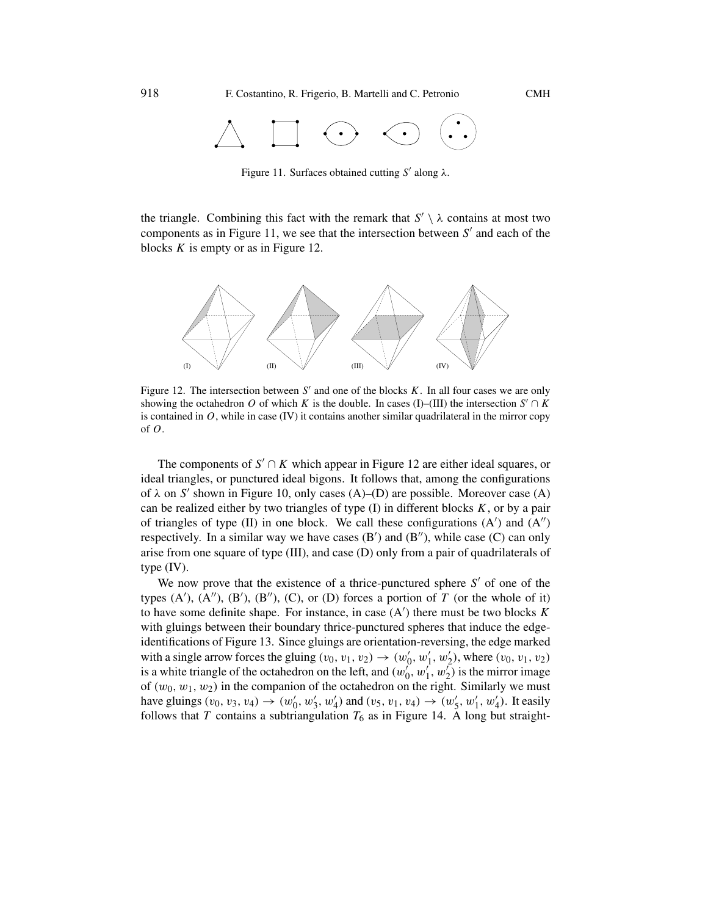Figure 11. Surfaces obtained cutting $S'$ along $\lambda$.

the triangle. Combining this fact with the remark that $S' \setminus \lambda$ contains at most two components as in Figure 11, we see that the intersection between $S'$ and each of the blocks $K$ is empty or as in Figure 12.

Figure 12. The intersection between $S'$ and one of the blocks $K$. In all four cases we are only showing the octahedron $O$ of which $K$ is the double. In cases (I)–(III) the intersection $S' \cap K$ is contained in $O$, while in case (IV) it contains another similar quadrilateral in the mirror copy of $O$.

The components of $S' \cap K$ which appear in Figure 12 are either ideal squares, or ideal triangles, or punctured ideal bigons. It follows that, among the configurations of $\lambda$ on $S'$ shown in Figure 10, only cases (A)–(D) are possible. Moreover case (A) can be realized either by two triangles of type (I) in different blocks $K$, or by a pair of triangles of type (II) in one block. We call these configurations (A$'$) and (A$''$) respectively. In a similar way we have cases (B$'$) and (B$''$), while case (C) can only arise from one square of type (III), and case (D) only from a pair of quadrilaterals of type (IV).

We now prove that the existence of a thrice-punctured sphere $S'$ of one of the types (A$'$), (A$''$), (B$'$), (B$''$), (C), or (D) forces a portion of $T$ (or the whole of it) to have some definite shape. For instance, in case (A$'$) there must be two blocks $K$ with gluings between their boundary thrice-punctured spheres that induce the edge-identifications of Figure 13. Since gluings are orientation-reversing, the edge marked with a single arrow forces the gluing $(v_0, v_1, v_2) \to (w_0', w_1', w_2')$, where $(v_0, v_1, v_2)$ is a white triangle of the octahedron on the left, and $(w_0', w_1', w_2')$ is the mirror image of $(w_0, w_1, w_2)$ in the companion of the octahedron on the right. Similarly we must have gluings $(v_0, v_3, v_4) \to (w_0', w_3', w_4')$ and $(v_5, v_1, v_4) \to (w_5', w_1', w_4')$. It easily follows that $T$ contains a subtriangulation $T_6$ as in Figure 14. A long but straight-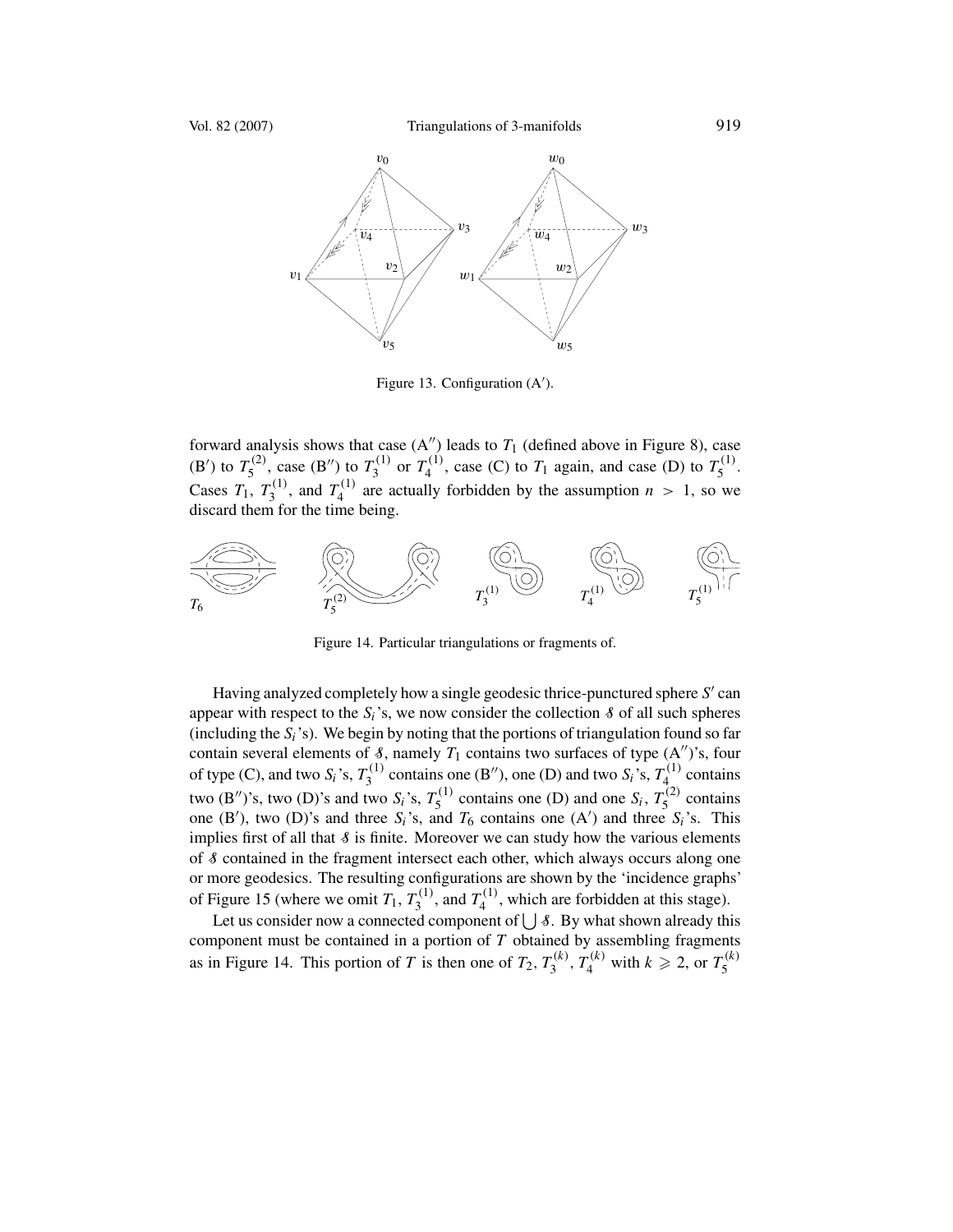Figure 13. Configuration (A′).

forward analysis shows that case (A″) leads to $T_1$ (defined above in Figure 8), case (B′) to $T_5^{(2)}$, case (B″) to $T_3^{(1)}$ or $T_4^{(1)}$, case (C) to $T_1$ again, and case (D) to $T_5^{(1)}$. Cases $T_1$, $T_3^{(1)}$, and $T_4^{(1)}$ are actually forbidden by the assumption $n > 1$, so we discard them for the time being.

Figure 14. Particular triangulations or fragments of.

Having analyzed completely how a single geodesic thrice-punctured sphere $S'$ can appear with respect to the $S_i$'s, we now consider the collection $\mathcal{S}$ of all such spheres (including the $S_i$'s). We begin by noting that the portions of triangulation found so far contain several elements of $\mathcal{S}$, namely $T_1$ contains two surfaces of type (A″)'s, four of type (C), and two $S_i$'s, $T_3^{(1)}$ contains one (B″), one (D) and two $S_i$'s, $T_4^{(1)}$ contains two (B″)'s, two (D)'s and two $S_i$'s, $T_5^{(1)}$ contains one (D) and one $S_i$, $T_5^{(2)}$ contains one (B′), two (D)'s and three $S_i$'s, and $T_6$ contains one (A′) and three $S_i$'s. This implies first of all that $\mathcal{S}$ is finite. Moreover we can study how the various elements of $\mathcal{S}$ contained in the fragment intersect each other, which always occurs along one or more geodesics. The resulting configurations are shown by the 'incidence graphs' of Figure 15 (where we omit $T_1$, $T_3^{(1)}$, and $T_4^{(1)}$, which are forbidden at this stage).

Let us consider now a connected component of $\bigcup \mathcal{S}$. By what shown already this component must be contained in a portion of $T$ obtained by assembling fragments as in Figure 14. This portion of $T$ is then one of $T_2$, $T_3^{(k)}$, $T_4^{(k)}$ with $k \geqslant 2$, or $T_5^{(k)}$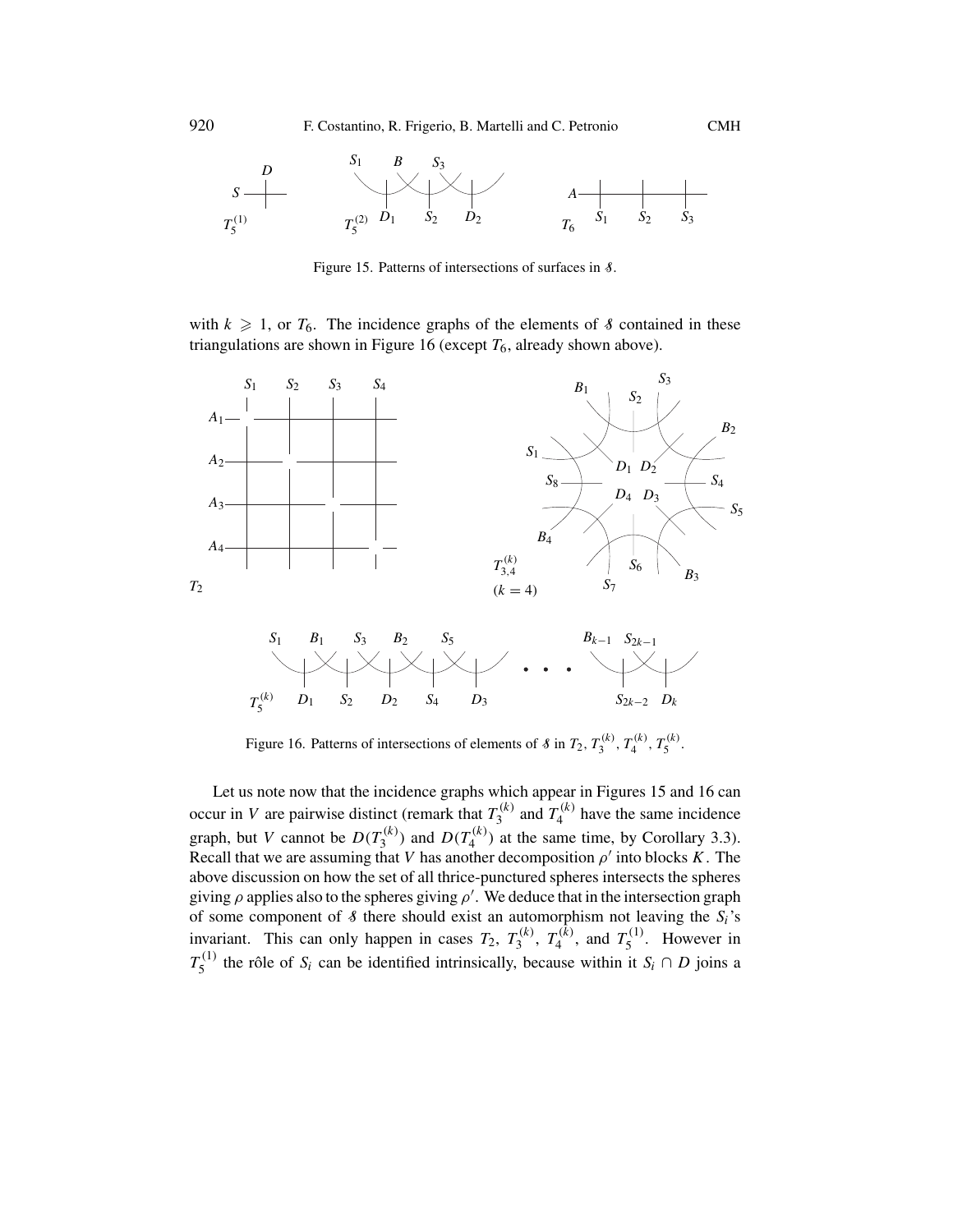Figure 15. Patterns of intersections of surfaces in $\mathcal{S}$.

with $k \geqslant 1$, or $T_6$. The incidence graphs of the elements of $\mathcal{S}$ contained in these triangulations are shown in Figure 16 (except $T_6$, already shown above).

Figure 16. Patterns of intersections of elements of $\mathcal{S}$ in $T_2$, $T_3^{(k)}$, $T_4^{(k)}$, $T_5^{(k)}$.

Let us note now that the incidence graphs which appear in Figures 15 and 16 can occur in $V$ are pairwise distinct (remark that $T_3^{(k)}$ and $T_4^{(k)}$ have the same incidence graph, but $V$ cannot be $D(T_3^{(k)})$ and $D(T_4^{(k)})$ at the same time, by Corollary 3.3). Recall that we are assuming that $V$ has another decomposition $\rho'$ into blocks $K$. The above discussion on how the set of all thrice-punctured spheres intersects the spheres giving $\rho$ applies also to the spheres giving $\rho'$. We deduce that in the intersection graph of some component of $\mathcal{S}$ there should exist an automorphism not leaving the $S_i$'s invariant. This can only happen in cases $T_2$, $T_3^{(k)}$, $T_4^{(k)}$, and $T_5^{(1)}$. However in $T_5^{(1)}$ the rôle of $S_i$ can be identified intrinsically, because within it $S_i \cap D$ joins a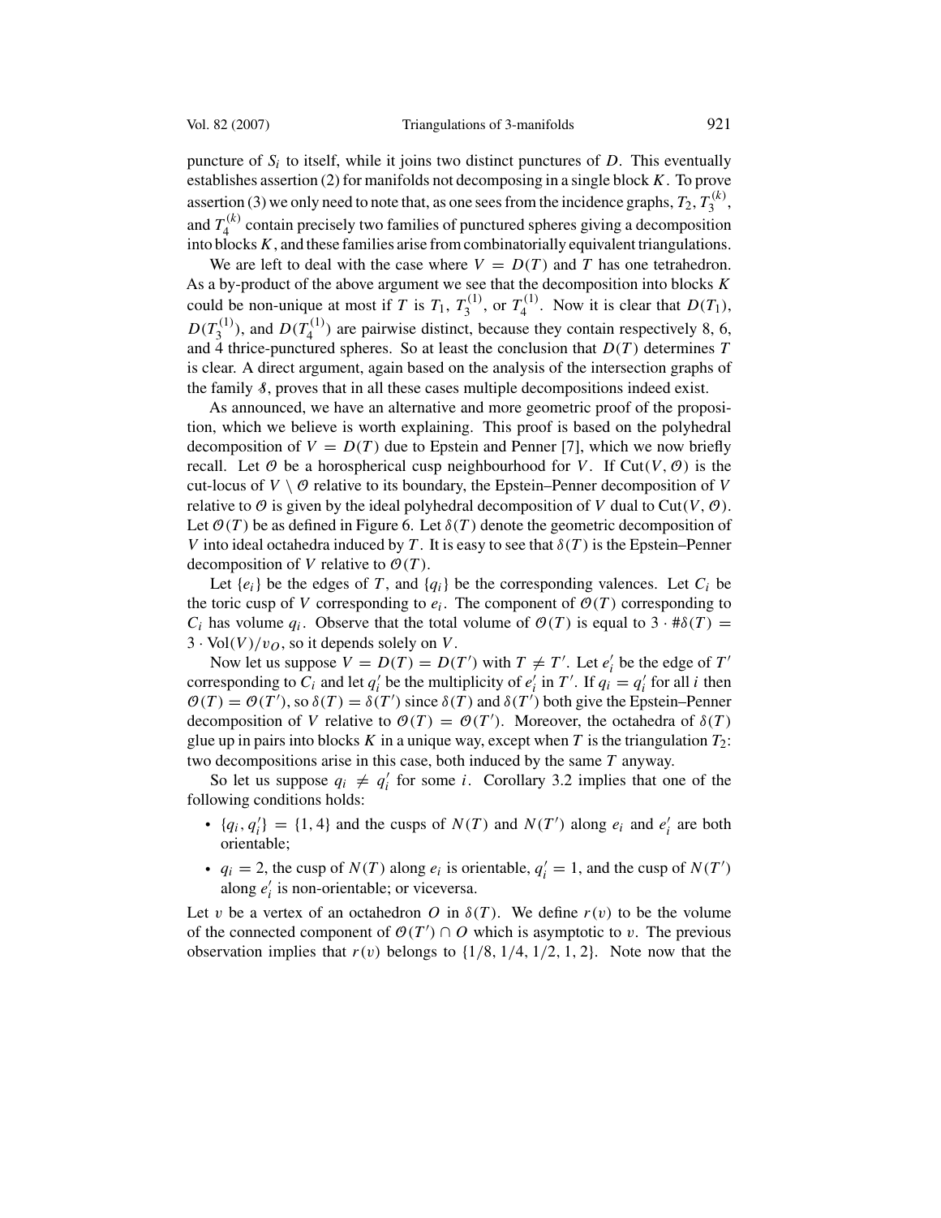puncture of $S_i$ to itself, while it joins two distinct punctures of $D$. This eventually establishes assertion (2) for manifolds not decomposing in a single block $K$. To prove assertion (3) we only need to note that, as one sees from the incidence graphs, $T_2$, $T_3^{(k)}$, and $T_4^{(k)}$ contain precisely two families of punctured spheres giving a decomposition into blocks $K$, and these families arise from combinatorially equivalent triangulations.

We are left to deal with the case where $V = D(T)$ and $T$ has one tetrahedron. As a by-product of the above argument we see that the decomposition into blocks $K$ could be non-unique at most if $T$ is $T_1$, $T_3^{(1)}$, or $T_4^{(1)}$. Now it is clear that $D(T_1)$, $D(T_3^{(1)})$, and $D(T_4^{(1)})$ are pairwise distinct, because they contain respectively 8, 6, and 4 thrice-punctured spheres. So at least the conclusion that $D(T)$ determines $T$ is clear. A direct argument, again based on the analysis of the intersection graphs of the family $\mathcal{S}$, proves that in all these cases multiple decompositions indeed exist.

As announced, we have an alternative and more geometric proof of the proposition, which we believe is worth explaining. This proof is based on the polyhedral decomposition of $V = D(T)$ due to Epstein and Penner [7], which we now briefly recall. Let $\mathcal{O}$ be a horospherical cusp neighbourhood for $V$. If $\mathrm{Cut}(V, \mathcal{O})$ is the cut-locus of $V \setminus \mathcal{O}$ relative to its boundary, the Epstein–Penner decomposition of $V$ relative to $\mathcal{O}$ is given by the ideal polyhedral decomposition of $V$ dual to $\mathrm{Cut}(V, \mathcal{O})$. Let $\mathcal{O}(T)$ be as defined in Figure 6. Let $\delta(T)$ denote the geometric decomposition of $V$ into ideal octahedra induced by $T$. It is easy to see that $\delta(T)$ is the Epstein–Penner decomposition of $V$ relative to $\mathcal{O}(T)$.

Let $\{e_i\}$ be the edges of $T$, and $\{q_i\}$ be the corresponding valences. Let $C_i$ be the toric cusp of $V$ corresponding to $e_i$. The component of $\mathcal{O}(T)$ corresponding to $C_i$ has volume $q_i$. Observe that the total volume of $\mathcal{O}(T)$ is equal to $3 \cdot \#\delta(T) = 3 \cdot \mathrm{Vol}(V)/v_O$, so it depends solely on $V$.

Now let us suppose $V = D(T) = D(T')$ with $T \neq T'$. Let $e_i'$ be the edge of $T'$ corresponding to $C_i$ and let $q_i'$ be the multiplicity of $e_i'$ in $T'$. If $q_i = q_i'$ for all $i$ then $\mathcal{O}(T) = \mathcal{O}(T')$, so $\delta(T) = \delta(T')$ since $\delta(T)$ and $\delta(T')$ both give the Epstein–Penner decomposition of $V$ relative to $\mathcal{O}(T) = \mathcal{O}(T')$. Moreover, the octahedra of $\delta(T)$ glue up in pairs into blocks $K$ in a unique way, except when $T$ is the triangulation $T_2$: two decompositions arise in this case, both induced by the same $T$ anyway.

So let us suppose $q_i \neq q_i'$ for some $i$. Corollary 3.2 implies that one of the following conditions holds:

- $\{q_i, q_i'\} = \{1, 4\}$ and the cusps of $N(T)$ and $N(T')$ along $e_i$ and $e_i'$ are both orientable;
- $q_i = 2$, the cusp of $N(T)$ along $e_i$ is orientable, $q_i' = 1$, and the cusp of $N(T')$ along $e_i'$ is non-orientable; or viceversa.

Let $v$ be a vertex of an octahedron $O$ in $\delta(T)$. We define $r(v)$ to be the volume of the connected component of $\mathcal{O}(T') \cap O$ which is asymptotic to $v$. The previous observation implies that $r(v)$ belongs to $\{1/8, 1/4, 1/2, 1, 2\}$. Note now that the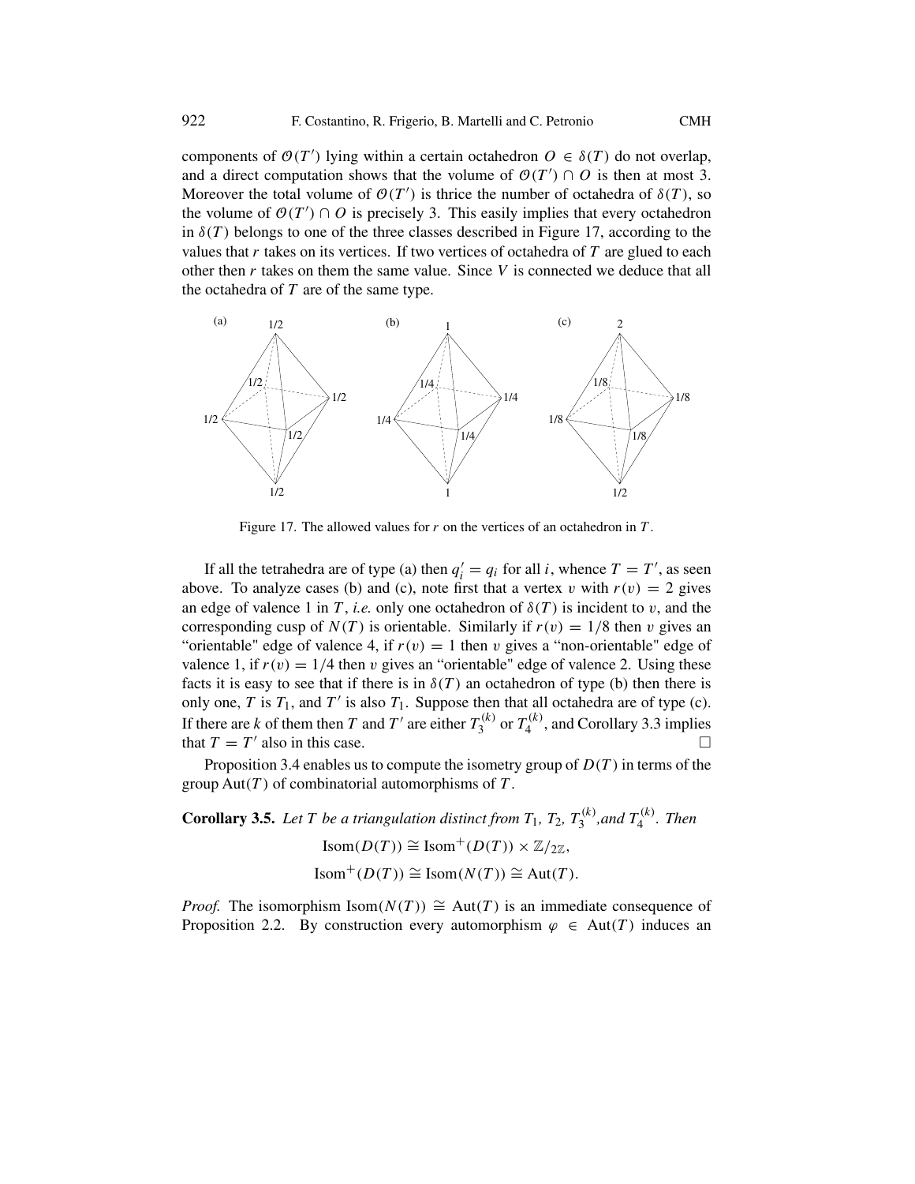components of $\mathcal{O}(T')$ lying within a certain octahedron $O \in \delta(T)$ do not overlap, and a direct computation shows that the volume of $\mathcal{O}(T') \cap O$ is then at most 3. Moreover the total volume of $\mathcal{O}(T')$ is thrice the number of octahedra of $\delta(T)$, so the volume of $\mathcal{O}(T') \cap O$ is precisely 3. This easily implies that every octahedron in $\delta(T)$ belongs to one of the three classes described in Figure 17, according to the values that $r$ takes on its vertices. If two vertices of octahedra of $T$ are glued to each other then $r$ takes on them the same value. Since $V$ is connected we deduce that all the octahedra of $T$ are of the same type.

Figure 17. The allowed values for $r$ on the vertices of an octahedron in $T$.

If all the tetrahedra are of type (a) then $q'_i = q_i$ for all $i$, whence $T = T'$, as seen above. To analyze cases (b) and (c), note first that a vertex $v$ with $r(v) = 2$ gives an edge of valence 1 in $T$, *i.e.* only one octahedron of $\delta(T)$ is incident to $v$, and the corresponding cusp of $N(T)$ is orientable. Similarly if $r(v) = 1/8$ then $v$ gives an "orientable" edge of valence 4, if $r(v) = 1$ then $v$ gives a "non-orientable" edge of valence 1, if $r(v) = 1/4$ then $v$ gives an "orientable" edge of valence 2. Using these facts it is easy to see that if there is in $\delta(T)$ an octahedron of type (b) then there is only one, $T$ is $T_1$, and $T'$ is also $T_1$. Suppose then that all octahedra are of type (c). If there are $k$ of them then $T$ and $T'$ are either $T_3^{(k)}$ or $T_4^{(k)}$, and Corollary 3.3 implies that $T = T'$ also in this case. □

Proposition 3.4 enables us to compute the isometry group of $D(T)$ in terms of the group $\mathrm{Aut}(T)$ of combinatorial automorphisms of $T$.

**Corollary 3.5.** *Let $T$ be a triangulation distinct from $T_1$, $T_2$, $T_3^{(k)}$, and $T_4^{(k)}$. Then*

$$\mathrm{Isom}(D(T)) \cong \mathrm{Isom}^+(D(T)) \times \mathbb{Z}/_{2\mathbb{Z}},$$

$$\mathrm{Isom}^+(D(T)) \cong \mathrm{Isom}(N(T)) \cong \mathrm{Aut}(T).$$

*Proof.* The isomorphism $\mathrm{Isom}(N(T)) \cong \mathrm{Aut}(T)$ is an immediate consequence of Proposition 2.2. By construction every automorphism $\varphi \in \mathrm{Aut}(T)$ induces an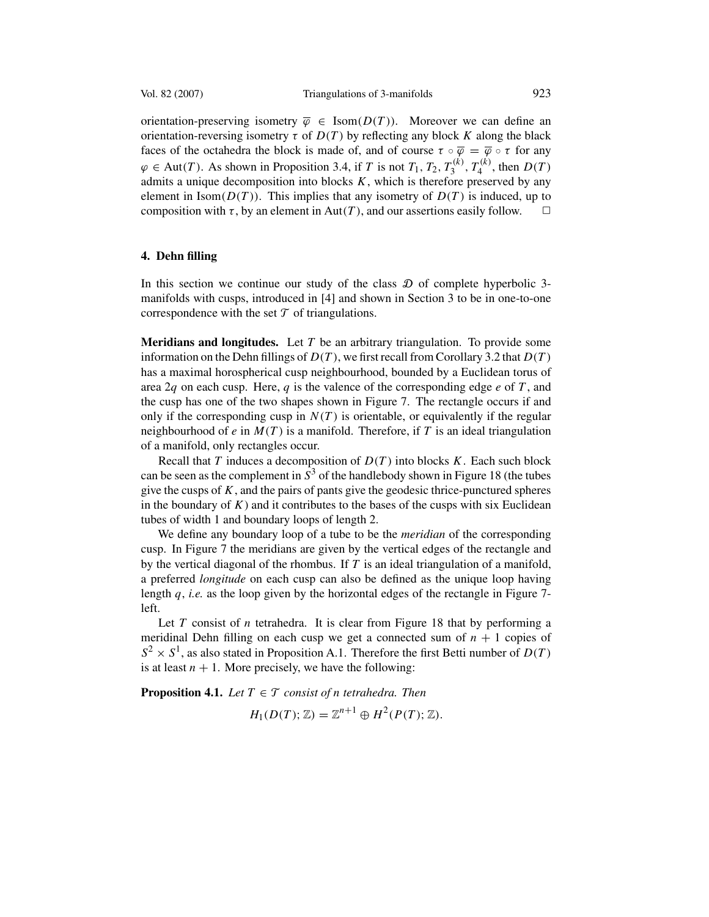orientation-preserving isometry $\overline{\varphi} \in \text{Isom}(D(T))$. Moreover we can define an orientation-reversing isometry $\tau$ of $D(T)$ by reflecting any block $K$ along the black faces of the octahedra the block is made of, and of course $\tau \circ \overline{\varphi} = \overline{\varphi} \circ \tau$ for any $\varphi \in \text{Aut}(T)$. As shown in Proposition 3.4, if $T$ is not $T_1$, $T_2$, $T_3^{(k)}$, $T_4^{(k)}$, then $D(T)$ admits a unique decomposition into blocks $K$, which is therefore preserved by any element in $\text{Isom}(D(T))$. This implies that any isometry of $D(T)$ is induced, up to composition with $\tau$, by an element in $\text{Aut}(T)$, and our assertions easily follow. □

## 4. Dehn filling

In this section we continue our study of the class $\mathcal{D}$ of complete hyperbolic 3-manifolds with cusps, introduced in [4] and shown in Section 3 to be in one-to-one correspondence with the set $\mathcal{T}$ of triangulations.

**Meridians and longitudes.** Let $T$ be an arbitrary triangulation. To provide some information on the Dehn fillings of $D(T)$, we first recall from Corollary 3.2 that $D(T)$ has a maximal horospherical cusp neighbourhood, bounded by a Euclidean torus of area $2q$ on each cusp. Here, $q$ is the valence of the corresponding edge $e$ of $T$, and the cusp has one of the two shapes shown in Figure 7. The rectangle occurs if and only if the corresponding cusp in $N(T)$ is orientable, or equivalently if the regular neighbourhood of $e$ in $M(T)$ is a manifold. Therefore, if $T$ is an ideal triangulation of a manifold, only rectangles occur.

Recall that $T$ induces a decomposition of $D(T)$ into blocks $K$. Each such block can be seen as the complement in $S^3$ of the handlebody shown in Figure 18 (the tubes give the cusps of $K$, and the pairs of pants give the geodesic thrice-punctured spheres in the boundary of $K$) and it contributes to the bases of the cusps with six Euclidean tubes of width 1 and boundary loops of length 2.

We define any boundary loop of a tube to be the *meridian* of the corresponding cusp. In Figure 7 the meridians are given by the vertical edges of the rectangle and by the vertical diagonal of the rhombus. If $T$ is an ideal triangulation of a manifold, a preferred *longitude* on each cusp can also be defined as the unique loop having length $q$, *i.e.* as the loop given by the horizontal edges of the rectangle in Figure 7-left.

Let $T$ consist of $n$ tetrahedra. It is clear from Figure 18 that by performing a meridinal Dehn filling on each cusp we get a connected sum of $n+1$ copies of $S^2 \times S^1$, as also stated in Proposition A.1. Therefore the first Betti number of $D(T)$ is at least $n+1$. More precisely, we have the following:

**Proposition 4.1.** *Let $T \in \mathcal{T}$ consist of $n$ tetrahedra. Then*

$$H_1(D(T); \mathbb{Z}) = \mathbb{Z}^{n+1} \oplus H^2(P(T); \mathbb{Z}).$$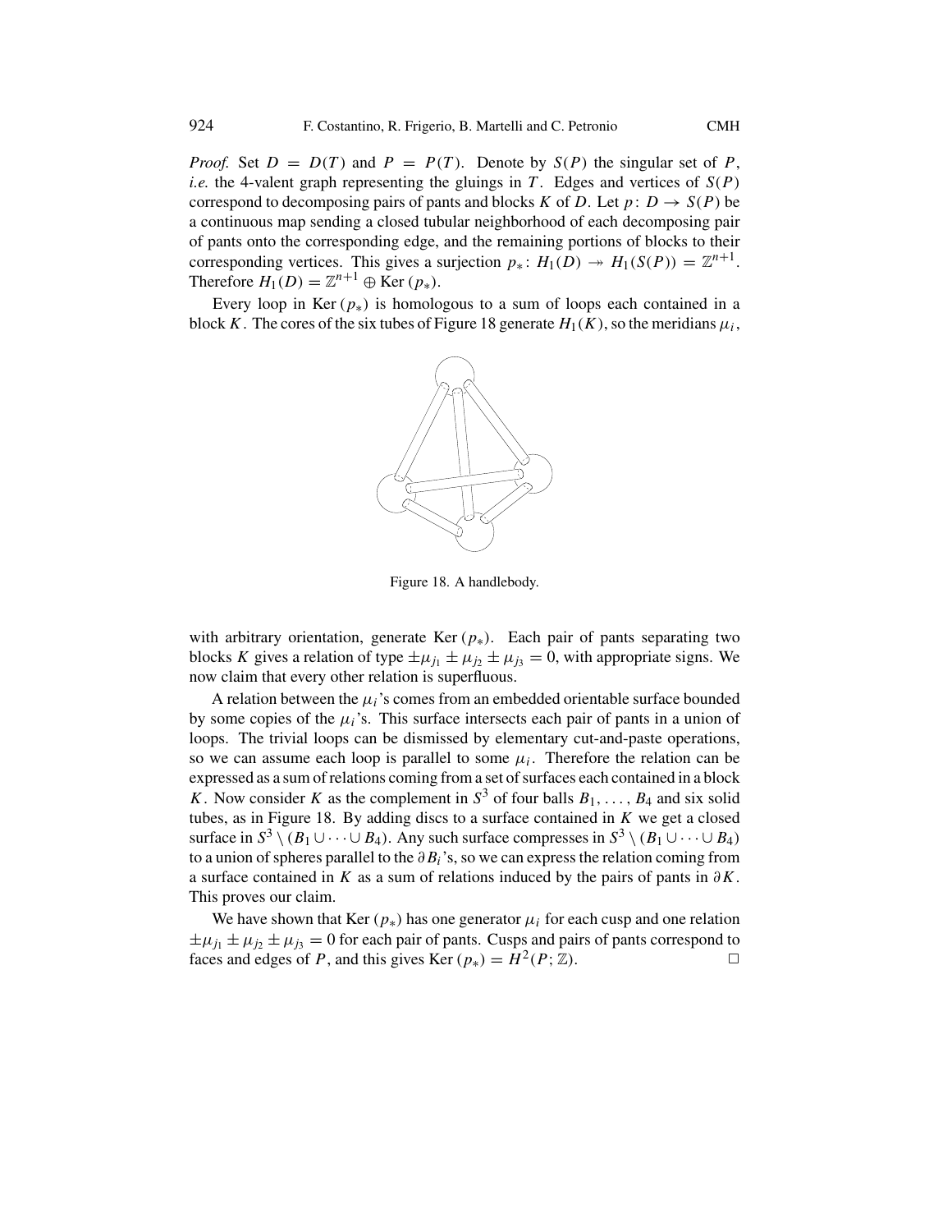*Proof.* Set $D = D(T)$ and $P = P(T)$. Denote by $S(P)$ the singular set of $P$, *i.e.* the 4-valent graph representing the gluings in $T$. Edges and vertices of $S(P)$ correspond to decomposing pairs of pants and blocks $K$ of $D$. Let $p\colon D \to S(P)$ be a continuous map sending a closed tubular neighborhood of each decomposing pair of pants onto the corresponding edge, and the remaining portions of blocks to their corresponding vertices. This gives a surjection $p_*\colon H_1(D) \twoheadrightarrow H_1(S(P)) = \mathbb{Z}^{n+1}$. Therefore $H_1(D) = \mathbb{Z}^{n+1} \oplus \operatorname{Ker}(p_*)$.

Every loop in $\operatorname{Ker}(p_*)$ is homologous to a sum of loops each contained in a block $K$. The cores of the six tubes of Figure 18 generate $H_1(K)$, so the meridians $\mu_i$,

Figure 18. A handlebody.

with arbitrary orientation, generate $\operatorname{Ker}(p_*)$. Each pair of pants separating two blocks $K$ gives a relation of type $\pm\mu_{j_1} \pm \mu_{j_2} \pm \mu_{j_3} = 0$, with appropriate signs. We now claim that every other relation is superfluous.

A relation between the $\mu_i$'s comes from an embedded orientable surface bounded by some copies of the $\mu_i$'s. This surface intersects each pair of pants in a union of loops. The trivial loops can be dismissed by elementary cut-and-paste operations, so we can assume each loop is parallel to some $\mu_i$. Therefore the relation can be expressed as a sum of relations coming from a set of surfaces each contained in a block $K$. Now consider $K$ as the complement in $S^3$ of four balls $B_1, \ldots, B_4$ and six solid tubes, as in Figure 18. By adding discs to a surface contained in $K$ we get a closed surface in $S^3 \setminus (B_1 \cup \cdots \cup B_4)$. Any such surface compresses in $S^3 \setminus (B_1 \cup \cdots \cup B_4)$ to a union of spheres parallel to the $\partial B_i$'s, so we can express the relation coming from a surface contained in $K$ as a sum of relations induced by the pairs of pants in $\partial K$. This proves our claim.

We have shown that $\operatorname{Ker}(p_*)$ has one generator $\mu_i$ for each cusp and one relation $\pm\mu_{j_1} \pm \mu_{j_2} \pm \mu_{j_3} = 0$ for each pair of pants. Cusps and pairs of pants correspond to faces and edges of $P$, and this gives $\operatorname{Ker}(p_*) = H^2(P; \mathbb{Z})$. $\square$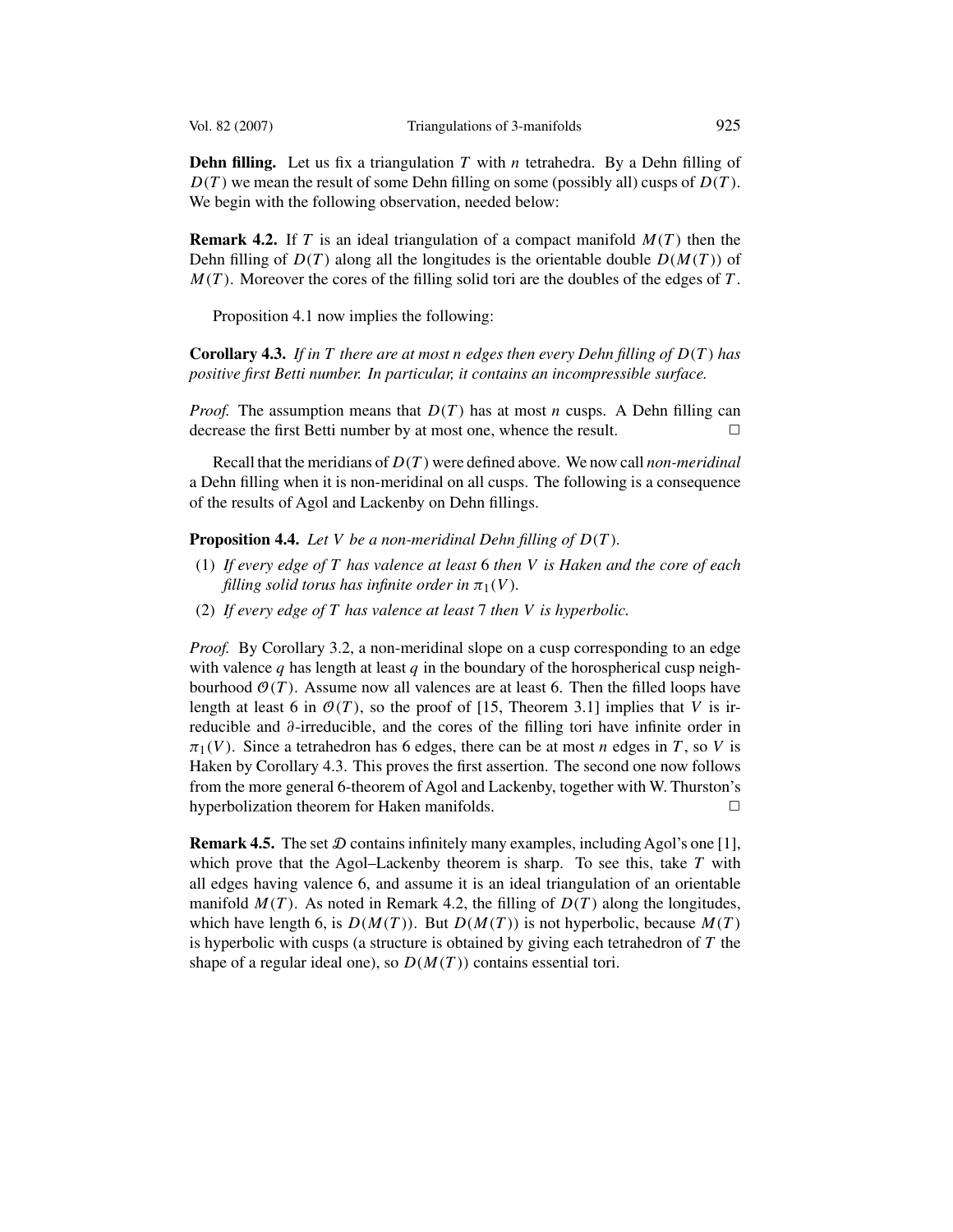**Dehn filling.** Let us fix a triangulation $T$ with $n$ tetrahedra. By a Dehn filling of $D(T)$ we mean the result of some Dehn filling on some (possibly all) cusps of $D(T)$. We begin with the following observation, needed below:

**Remark 4.2.** If $T$ is an ideal triangulation of a compact manifold $M(T)$ then the Dehn filling of $D(T)$ along all the longitudes is the orientable double $D(M(T))$ of $M(T)$. Moreover the cores of the filling solid tori are the doubles of the edges of $T$.

Proposition 4.1 now implies the following:

**Corollary 4.3.** *If in $T$ there are at most $n$ edges then every Dehn filling of $D(T)$ has positive first Betti number. In particular, it contains an incompressible surface.*

*Proof.* The assumption means that $D(T)$ has at most $n$ cusps. A Dehn filling can decrease the first Betti number by at most one, whence the result. □

Recall that the meridians of $D(T)$ were defined above. We now call *non-meridinal* a Dehn filling when it is non-meridinal on all cusps. The following is a consequence of the results of Agol and Lackenby on Dehn fillings.

**Proposition 4.4.** *Let $V$ be a non-meridinal Dehn filling of $D(T)$.*

(1) *If every edge of $T$ has valence at least 6 then $V$ is Haken and the core of each filling solid torus has infinite order in $\pi_1(V)$.*

(2) *If every edge of $T$ has valence at least 7 then $V$ is hyperbolic.*

*Proof.* By Corollary 3.2, a non-meridinal slope on a cusp corresponding to an edge with valence $q$ has length at least $q$ in the boundary of the horospherical cusp neighbourhood $\mathcal{O}(T)$. Assume now all valences are at least 6. Then the filled loops have length at least 6 in $\mathcal{O}(T)$, so the proof of [15, Theorem 3.1] implies that $V$ is irreducible and $\partial$-irreducible, and the cores of the filling tori have infinite order in $\pi_1(V)$. Since a tetrahedron has 6 edges, there can be at most $n$ edges in $T$, so $V$ is Haken by Corollary 4.3. This proves the first assertion. The second one now follows from the more general 6-theorem of Agol and Lackenby, together with W. Thurston's hyperbolization theorem for Haken manifolds. □

**Remark 4.5.** The set $\mathcal{D}$ contains infinitely many examples, including Agol's one [1], which prove that the Agol–Lackenby theorem is sharp. To see this, take $T$ with all edges having valence 6, and assume it is an ideal triangulation of an orientable manifold $M(T)$. As noted in Remark 4.2, the filling of $D(T)$ along the longitudes, which have length 6, is $D(M(T))$. But $D(M(T))$ is not hyperbolic, because $M(T)$ is hyperbolic with cusps (a structure is obtained by giving each tetrahedron of $T$ the shape of a regular ideal one), so $D(M(T))$ contains essential tori.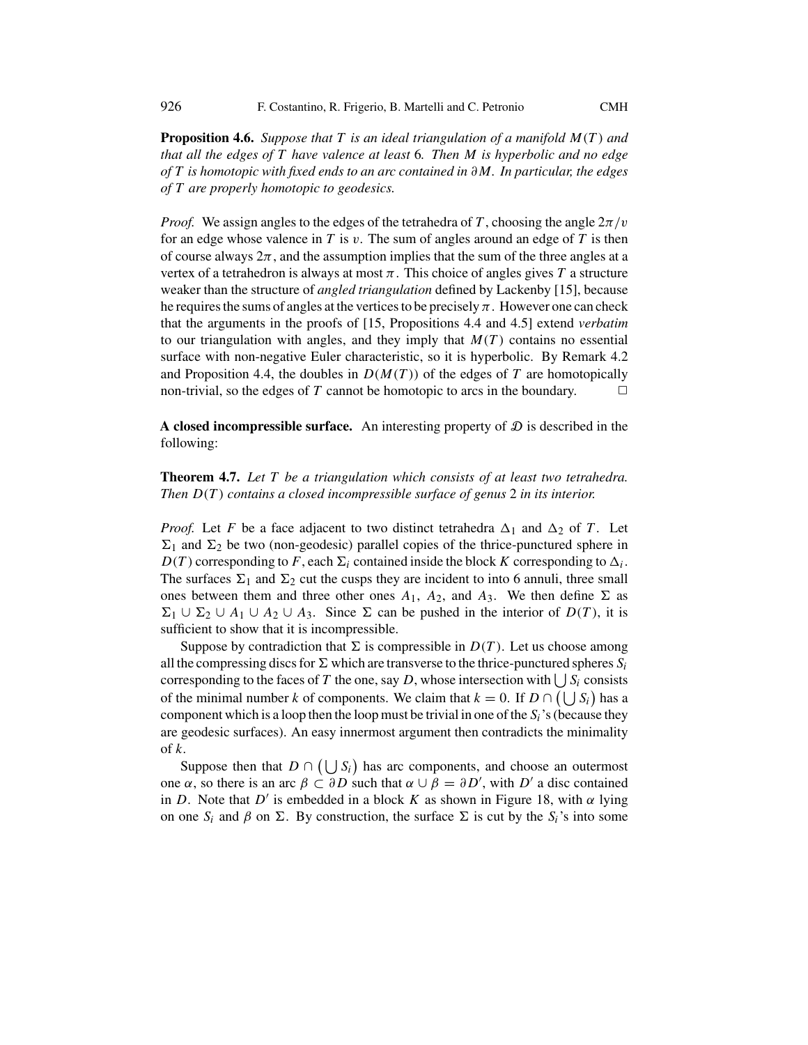**Proposition 4.6.** *Suppose that $T$ is an ideal triangulation of a manifold $M(T)$ and that all the edges of $T$ have valence at least* 6*. Then $M$ is hyperbolic and no edge of $T$ is homotopic with fixed ends to an arc contained in $\partial M$. In particular, the edges of $T$ are properly homotopic to geodesics.*

*Proof.* We assign angles to the edges of the tetrahedra of $T$, choosing the angle $2\pi/v$ for an edge whose valence in $T$ is $v$. The sum of angles around an edge of $T$ is then of course always $2\pi$, and the assumption implies that the sum of the three angles at a vertex of a tetrahedron is always at most $\pi$. This choice of angles gives $T$ a structure weaker than the structure of *angled triangulation* defined by Lackenby [15], because he requires the sums of angles at the vertices to be precisely $\pi$. However one can check that the arguments in the proofs of [15, Propositions 4.4 and 4.5] extend *verbatim* to our triangulation with angles, and they imply that $M(T)$ contains no essential surface with non-negative Euler characteristic, so it is hyperbolic. By Remark 4.2 and Proposition 4.4, the doubles in $D(M(T))$ of the edges of $T$ are homotopically non-trivial, so the edges of $T$ cannot be homotopic to arcs in the boundary. $\square$

**A closed incompressible surface.** An interesting property of $\mathcal{D}$ is described in the following:

**Theorem 4.7.** *Let $T$ be a triangulation which consists of at least two tetrahedra. Then $D(T)$ contains a closed incompressible surface of genus* 2 *in its interior.*

*Proof.* Let $F$ be a face adjacent to two distinct tetrahedra $\Delta_1$ and $\Delta_2$ of $T$. Let $\Sigma_1$ and $\Sigma_2$ be two (non-geodesic) parallel copies of the thrice-punctured sphere in $D(T)$ corresponding to $F$, each $\Sigma_i$ contained inside the block $K$ corresponding to $\Delta_i$. The surfaces $\Sigma_1$ and $\Sigma_2$ cut the cusps they are incident to into 6 annuli, three small ones between them and three other ones $A_1$, $A_2$, and $A_3$. We then define $\Sigma$ as $\Sigma_1 \cup \Sigma_2 \cup A_1 \cup A_2 \cup A_3$. Since $\Sigma$ can be pushed in the interior of $D(T)$, it is sufficient to show that it is incompressible.

Suppose by contradiction that $\Sigma$ is compressible in $D(T)$. Let us choose among all the compressing discs for $\Sigma$ which are transverse to the thrice-punctured spheres $S_i$ corresponding to the faces of $T$ the one, say $D$, whose intersection with $\bigcup S_i$ consists of the minimal number $k$ of components. We claim that $k = 0$. If $D \cap \left(\bigcup S_i\right)$ has a component which is a loop then the loop must be trivial in one of the $S_i$'s (because they are geodesic surfaces). An easy innermost argument then contradicts the minimality of $k$.

Suppose then that $D \cap \left(\bigcup S_i\right)$ has arc components, and choose an outermost one $\alpha$, so there is an arc $\beta \subset \partial D$ such that $\alpha \cup \beta = \partial D'$, with $D'$ a disc contained in $D$. Note that $D'$ is embedded in a block $K$ as shown in Figure 18, with $\alpha$ lying on one $S_i$ and $\beta$ on $\Sigma$. By construction, the surface $\Sigma$ is cut by the $S_i$'s into some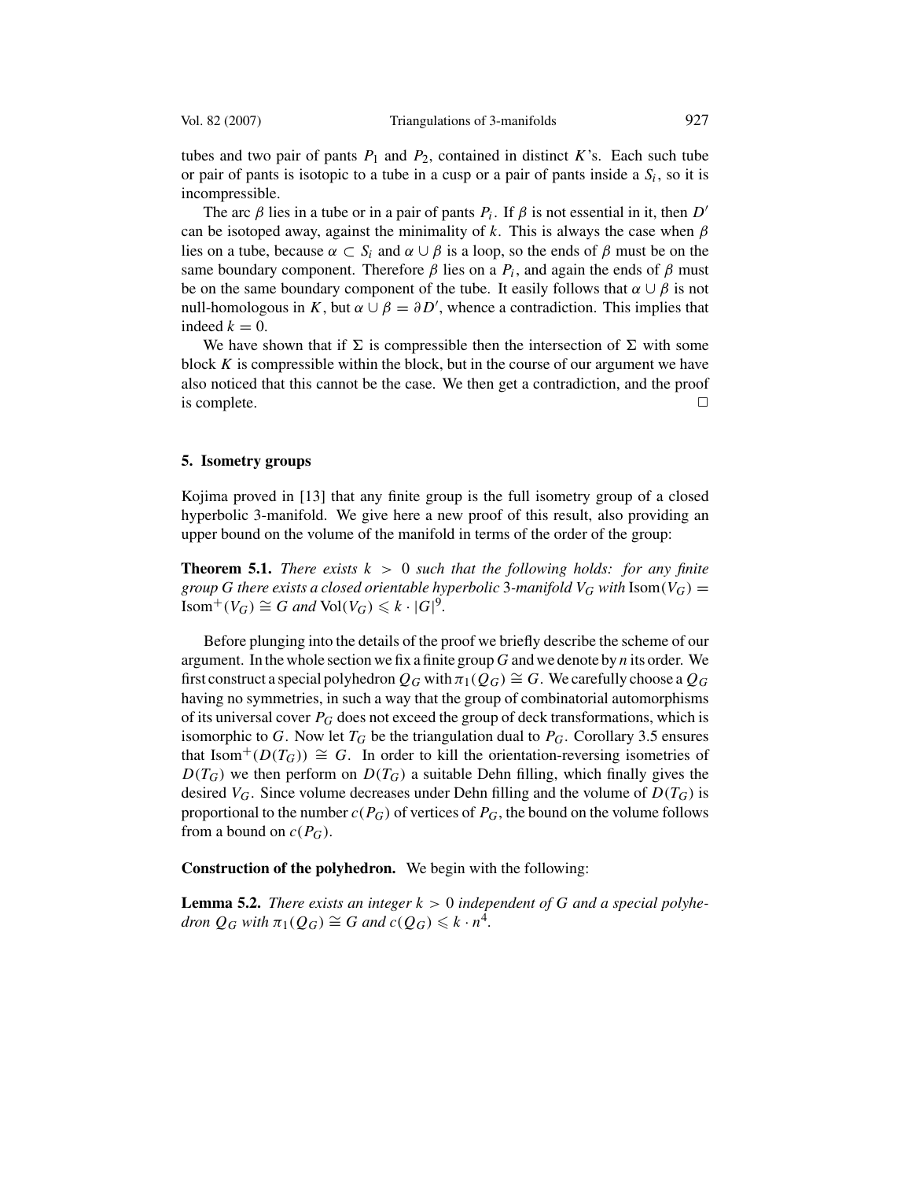tubes and two pair of pants $P_1$ and $P_2$, contained in distinct $K$'s. Each such tube or pair of pants is isotopic to a tube in a cusp or a pair of pants inside a $S_i$, so it is incompressible.

The arc $\beta$ lies in a tube or in a pair of pants $P_i$. If $\beta$ is not essential in it, then $D'$ can be isotoped away, against the minimality of $k$. This is always the case when $\beta$ lies on a tube, because $\alpha \subset S_i$ and $\alpha \cup \beta$ is a loop, so the ends of $\beta$ must be on the same boundary component. Therefore $\beta$ lies on a $P_i$, and again the ends of $\beta$ must be on the same boundary component of the tube. It easily follows that $\alpha \cup \beta$ is not null-homologous in $K$, but $\alpha \cup \beta = \partial D'$, whence a contradiction. This implies that indeed $k = 0$.

We have shown that if $\Sigma$ is compressible then the intersection of $\Sigma$ with some block $K$ is compressible within the block, but in the course of our argument we have also noticed that this cannot be the case. We then get a contradiction, and the proof is complete. □

## 5. Isometry groups

Kojima proved in [13] that any finite group is the full isometry group of a closed hyperbolic 3-manifold. We give here a new proof of this result, also providing an upper bound on the volume of the manifold in terms of the order of the group:

**Theorem 5.1.** *There exists $k > 0$ such that the following holds: for any finite group $G$ there exists a closed orientable hyperbolic 3-manifold $V_G$ with $\mathrm{Isom}(V_G) = \mathrm{Isom}^+(V_G) \cong G$ and $\mathrm{Vol}(V_G) \leqslant k \cdot |G|^9$.*

Before plunging into the details of the proof we briefly describe the scheme of our argument. In the whole section we fix a finite group $G$ and we denote by $n$ its order. We first construct a special polyhedron $Q_G$ with $\pi_1(Q_G) \cong G$. We carefully choose a $Q_G$ having no symmetries, in such a way that the group of combinatorial automorphisms of its universal cover $P_G$ does not exceed the group of deck transformations, which is isomorphic to $G$. Now let $T_G$ be the triangulation dual to $P_G$. Corollary 3.5 ensures that $\mathrm{Isom}^+(D(T_G)) \cong G$. In order to kill the orientation-reversing isometries of $D(T_G)$ we then perform on $D(T_G)$ a suitable Dehn filling, which finally gives the desired $V_G$. Since volume decreases under Dehn filling and the volume of $D(T_G)$ is proportional to the number $c(P_G)$ of vertices of $P_G$, the bound on the volume follows from a bound on $c(P_G)$.

**Construction of the polyhedron.** We begin with the following:

**Lemma 5.2.** *There exists an integer $k > 0$ independent of $G$ and a special polyhedron $Q_G$ with $\pi_1(Q_G) \cong G$ and $c(Q_G) \leqslant k \cdot n^4$.*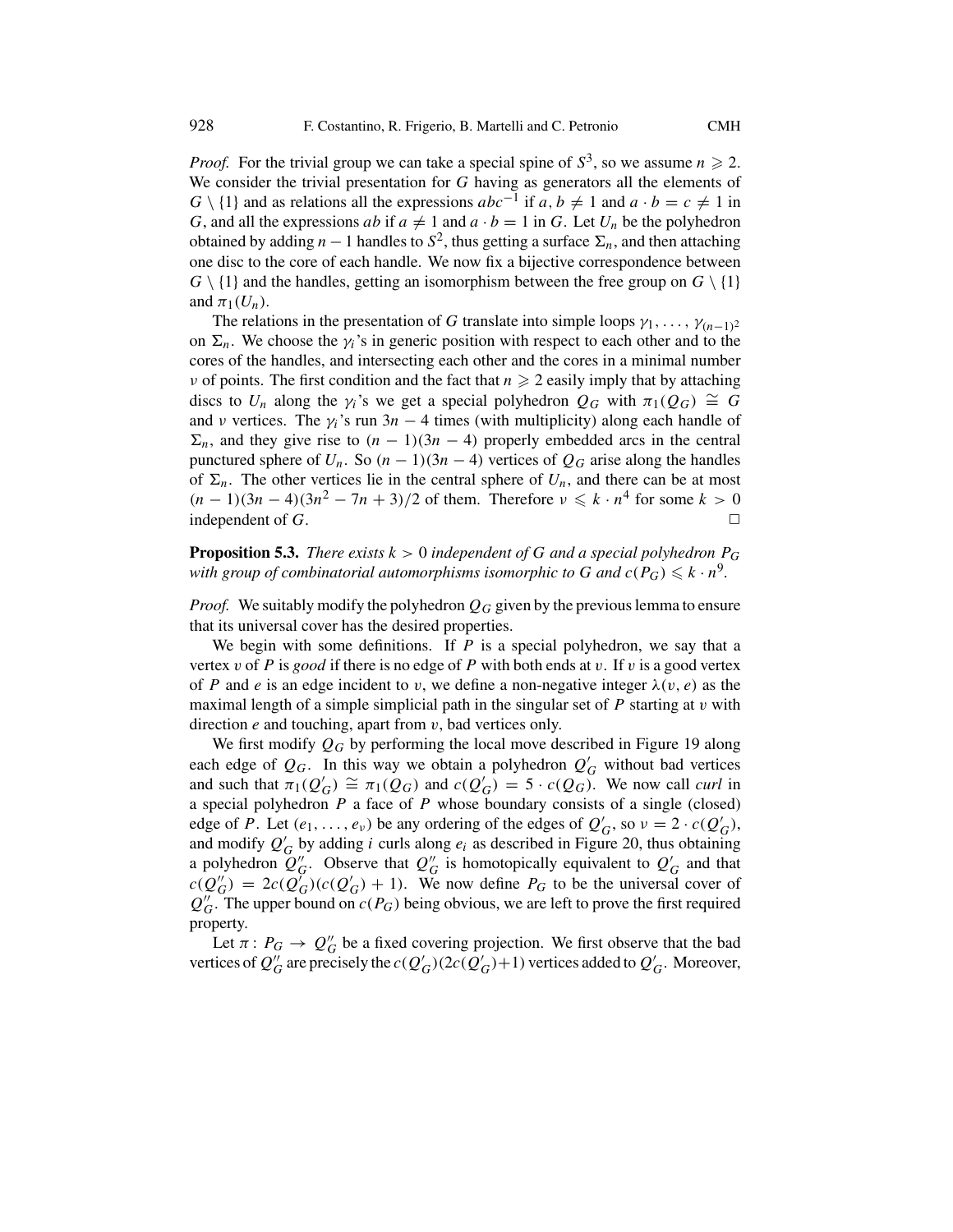*Proof.* For the trivial group we can take a special spine of $S^3$, so we assume $n \geqslant 2$. We consider the trivial presentation for $G$ having as generators all the elements of $G \setminus \{1\}$ and as relations all the expressions $abc^{-1}$ if $a, b \neq 1$ and $a \cdot b = c \neq 1$ in $G$, and all the expressions $ab$ if $a \neq 1$ and $a \cdot b = 1$ in $G$. Let $U_n$ be the polyhedron obtained by adding $n-1$ handles to $S^2$, thus getting a surface $\Sigma_n$, and then attaching one disc to the core of each handle. We now fix a bijective correspondence between $G \setminus \{1\}$ and the handles, getting an isomorphism between the free group on $G \setminus \{1\}$ and $\pi_1(U_n)$.

The relations in the presentation of $G$ translate into simple loops $\gamma_1, \ldots, \gamma_{(n-1)^2}$ on $\Sigma_n$. We choose the $\gamma_i$'s in generic position with respect to each other and to the cores of the handles, and intersecting each other and the cores in a minimal number $\nu$ of points. The first condition and the fact that $n \geqslant 2$ easily imply that by attaching discs to $U_n$ along the $\gamma_i$'s we get a special polyhedron $Q_G$ with $\pi_1(Q_G) \cong G$ and $\nu$ vertices. The $\gamma_i$'s run $3n-4$ times (with multiplicity) along each handle of $\Sigma_n$, and they give rise to $(n-1)(3n-4)$ properly embedded arcs in the central punctured sphere of $U_n$. So $(n-1)(3n-4)$ vertices of $Q_G$ arise along the handles of $\Sigma_n$. The other vertices lie in the central sphere of $U_n$, and there can be at most $(n-1)(3n-4)(3n^2-7n+3)/2$ of them. Therefore $\nu \leqslant k \cdot n^4$ for some $k > 0$ independent of $G$. $\square$

**Proposition 5.3.** *There exists $k > 0$ independent of $G$ and a special polyhedron $P_G$ with group of combinatorial automorphisms isomorphic to $G$ and $c(P_G) \leqslant k \cdot n^9$.*

*Proof.* We suitably modify the polyhedron $Q_G$ given by the previous lemma to ensure that its universal cover has the desired properties.

We begin with some definitions. If $P$ is a special polyhedron, we say that a vertex $v$ of $P$ is *good* if there is no edge of $P$ with both ends at $v$. If $v$ is a good vertex of $P$ and $e$ is an edge incident to $v$, we define a non-negative integer $\lambda(v, e)$ as the maximal length of a simple simplicial path in the singular set of $P$ starting at $v$ with direction $e$ and touching, apart from $v$, bad vertices only.

We first modify $Q_G$ by performing the local move described in Figure 19 along each edge of $Q_G$. In this way we obtain a polyhedron $Q'_G$ without bad vertices and such that $\pi_1(Q'_G) \cong \pi_1(Q_G)$ and $c(Q'_G) = 5 \cdot c(Q_G)$. We now call *curl* in a special polyhedron $P$ a face of $P$ whose boundary consists of a single (closed) edge of $P$. Let $(e_1, \ldots, e_\nu)$ be any ordering of the edges of $Q'_G$, so $\nu = 2 \cdot c(Q'_G)$, and modify $Q'_G$ by adding $i$ curls along $e_i$ as described in Figure 20, thus obtaining a polyhedron $Q''_G$. Observe that $Q''_G$ is homotopically equivalent to $Q'_G$ and that $c(Q''_G) = 2c(Q'_G)(c(Q'_G)+1)$. We now define $P_G$ to be the universal cover of $Q''_G$. The upper bound on $c(P_G)$ being obvious, we are left to prove the first required property.

Let $\pi \colon P_G \to Q''_G$ be a fixed covering projection. We first observe that the bad vertices of $Q''_G$ are precisely the $c(Q'_G)(2c(Q'_G)+1)$ vertices added to $Q'_G$. Moreover,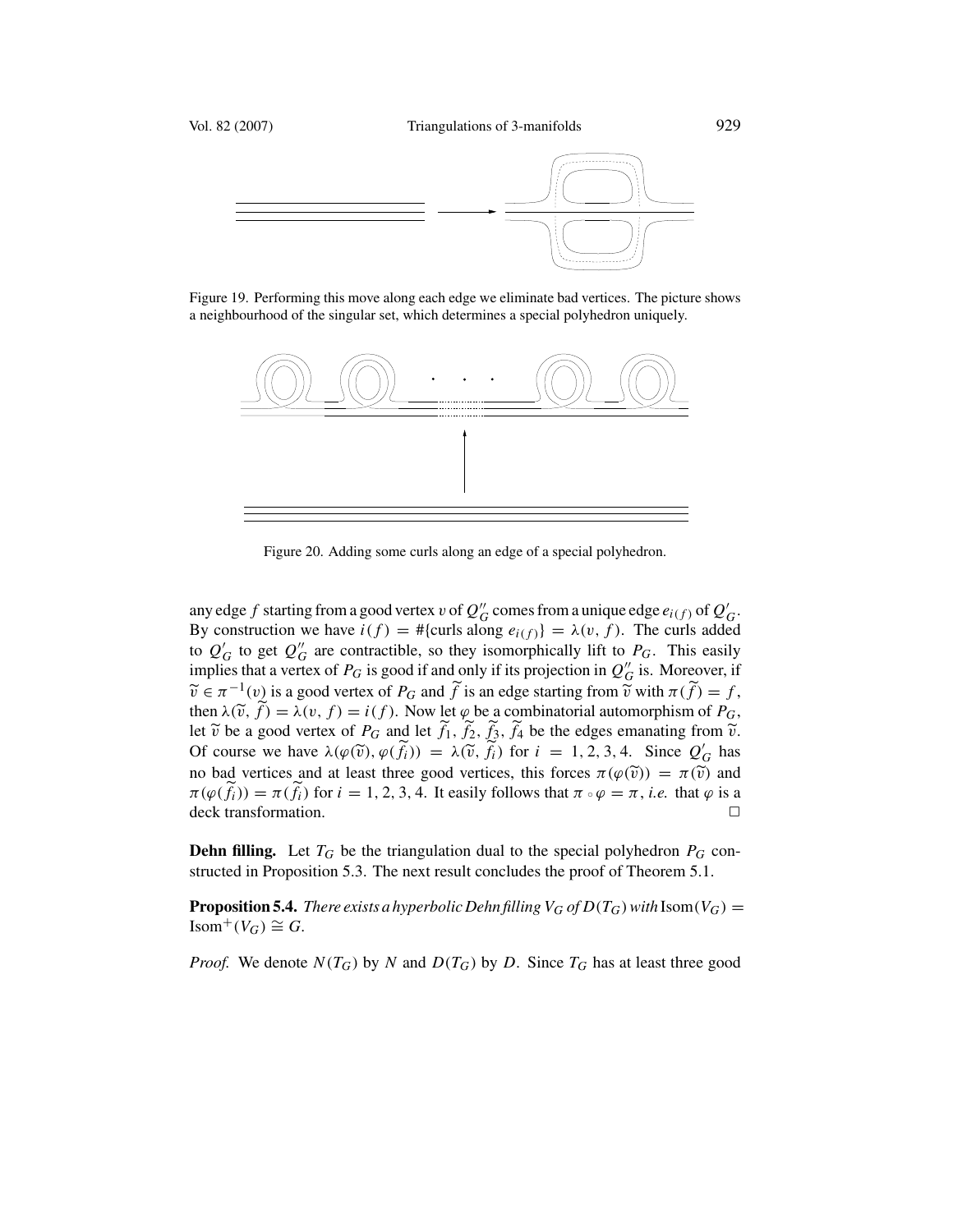Figure 19. Performing this move along each edge we eliminate bad vertices. The picture shows a neighbourhood of the singular set, which determines a special polyhedron uniquely.

Figure 20. Adding some curls along an edge of a special polyhedron.

any edge $f$ starting from a good vertex $v$ of $Q''_G$ comes from a unique edge $e_{i(f)}$ of $Q'_G$. By construction we have $i(f) = \#\{\text{curls along } e_{i(f)}\} = \lambda(v, f)$. The curls added to $Q'_G$ to get $Q''_G$ are contractible, so they isomorphically lift to $P_G$. This easily implies that a vertex of $P_G$ is good if and only if its projection in $Q''_G$ is. Moreover, if $\widetilde{v} \in \pi^{-1}(v)$ is a good vertex of $P_G$ and $\widetilde{f}$ is an edge starting from $\widetilde{v}$ with $\pi(\widetilde{f}) = f$, then $\lambda(\widetilde{v}, \widetilde{f}) = \lambda(v, f) = i(f)$. Now let $\varphi$ be a combinatorial automorphism of $P_G$, let $\widetilde{v}$ be a good vertex of $P_G$ and let $\widetilde{f}_1, \widetilde{f}_2, \widetilde{f}_3, \widetilde{f}_4$ be the edges emanating from $\widetilde{v}$. Of course we have $\lambda(\varphi(\widetilde{v}), \varphi(\widetilde{f}_i)) = \lambda(\widetilde{v}, \widetilde{f}_i)$ for $i = 1, 2, 3, 4$. Since $Q'_G$ has no bad vertices and at least three good vertices, this forces $\pi(\varphi(\widetilde{v})) = \pi(\widetilde{v})$ and $\pi(\varphi(\widetilde{f}_i)) = \pi(\widetilde{f}_i)$ for $i = 1, 2, 3, 4$. It easily follows that $\pi \circ \varphi = \pi$, *i.e.* that $\varphi$ is a deck transformation. □

**Dehn filling.** Let $T_G$ be the triangulation dual to the special polyhedron $P_G$ constructed in Proposition 5.3. The next result concludes the proof of Theorem 5.1.

**Proposition 5.4.** *There exists a hyperbolic Dehn filling $V_G$ of $D(T_G)$ with $\mathrm{Isom}(V_G) = \mathrm{Isom}^+(V_G) \cong G$.*

*Proof.* We denote $N(T_G)$ by $N$ and $D(T_G)$ by $D$. Since $T_G$ has at least three good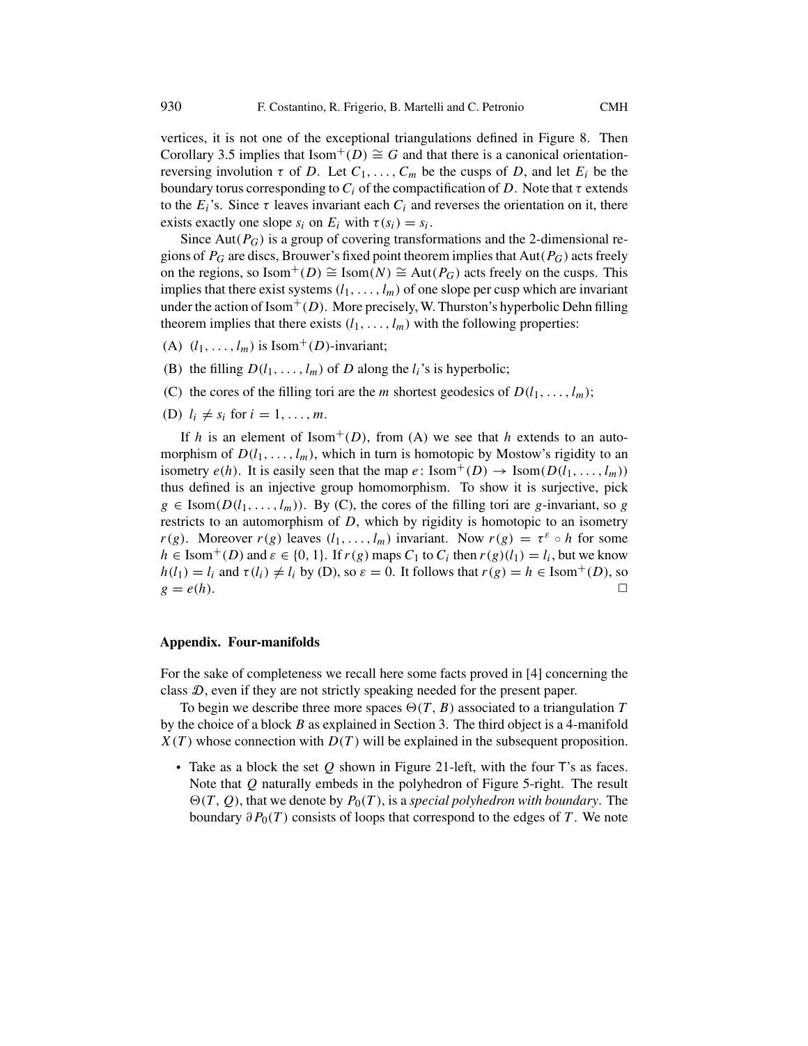vertices, it is not one of the exceptional triangulations defined in Figure 8. Then Corollary 3.5 implies that $\mathrm{Isom}^+(D) \cong G$ and that there is a canonical orientation-reversing involution $\tau$ of $D$. Let $C_1, \ldots, C_m$ be the cusps of $D$, and let $E_i$ be the boundary torus corresponding to $C_i$ of the compactification of $D$. Note that $\tau$ extends to the $E_i$'s. Since $\tau$ leaves invariant each $C_i$ and reverses the orientation on it, there exists exactly one slope $s_i$ on $E_i$ with $\tau(s_i) = s_i$.

Since $\mathrm{Aut}(P_G)$ is a group of covering transformations and the 2-dimensional regions of $P_G$ are discs, Brouwer's fixed point theorem implies that $\mathrm{Aut}(P_G)$ acts freely on the regions, so $\mathrm{Isom}^+(D) \cong \mathrm{Isom}(N) \cong \mathrm{Aut}(P_G)$ acts freely on the cusps. This implies that there exist systems $(l_1, \ldots, l_m)$ of one slope per cusp which are invariant under the action of $\mathrm{Isom}^+(D)$. More precisely, W. Thurston's hyperbolic Dehn filling theorem implies that there exists $(l_1, \ldots, l_m)$ with the following properties:

(A) $(l_1, \ldots, l_m)$ is $\mathrm{Isom}^+(D)$-invariant;

(B) the filling $D(l_1, \ldots, l_m)$ of $D$ along the $l_i$'s is hyperbolic;

(C) the cores of the filling tori are the $m$ shortest geodesics of $D(l_1, \ldots, l_m)$;

(D) $l_i \neq s_i$ for $i = 1, \ldots, m$.

If $h$ is an element of $\mathrm{Isom}^+(D)$, from (A) we see that $h$ extends to an automorphism of $D(l_1, \ldots, l_m)$, which in turn is homotopic by Mostow's rigidity to an isometry $e(h)$. It is easily seen that the map $e \colon \mathrm{Isom}^+(D) \to \mathrm{Isom}(D(l_1, \ldots, l_m))$ thus defined is an injective group homomorphism. To show it is surjective, pick $g \in \mathrm{Isom}(D(l_1, \ldots, l_m))$. By (C), the cores of the filling tori are $g$-invariant, so $g$ restricts to an automorphism of $D$, which by rigidity is homotopic to an isometry $r(g)$. Moreover $r(g)$ leaves $(l_1, \ldots, l_m)$ invariant. Now $r(g) = \tau^\varepsilon \circ h$ for some $h \in \mathrm{Isom}^+(D)$ and $\varepsilon \in \{0, 1\}$. If $r(g)$ maps $C_1$ to $C_i$ then $r(g)(l_1) = l_i$, but we know $h(l_1) = l_i$ and $\tau(l_i) \neq l_i$ by (D), so $\varepsilon = 0$. It follows that $r(g) = h \in \mathrm{Isom}^+(D)$, so $g = e(h)$. □

## Appendix. Four-manifolds

For the sake of completeness we recall here some facts proved in [4] concerning the class $\mathcal{D}$, even if they are not strictly speaking needed for the present paper.

To begin we describe three more spaces $\Theta(T, B)$ associated to a triangulation $T$ by the choice of a block $B$ as explained in Section 3. The third object is a 4-manifold $X(T)$ whose connection with $D(T)$ will be explained in the subsequent proposition.

- Take as a block the set $Q$ shown in Figure 21-left, with the four T's as faces. Note that $Q$ naturally embeds in the polyhedron of Figure 5-right. The result $\Theta(T, Q)$, that we denote by $P_0(T)$, is a *special polyhedron with boundary*. The boundary $\partial P_0(T)$ consists of loops that correspond to the edges of $T$. We note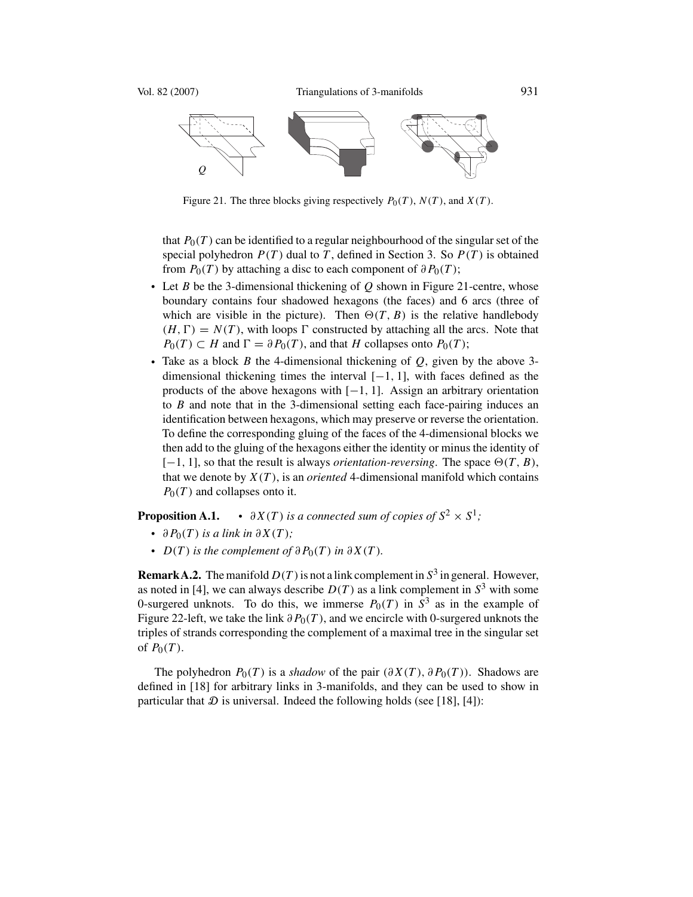Figure 21. The three blocks giving respectively $P_0(T)$, $N(T)$, and $X(T)$.

that $P_0(T)$ can be identified to a regular neighbourhood of the singular set of the special polyhedron $P(T)$ dual to $T$, defined in Section 3. So $P(T)$ is obtained from $P_0(T)$ by attaching a disc to each component of $\partial P_0(T)$;

- Let $B$ be the 3-dimensional thickening of $Q$ shown in Figure 21-centre, whose boundary contains four shadowed hexagons (the faces) and 6 arcs (three of which are visible in the picture). Then $\Theta(T, B)$ is the relative handlebody $(H, \Gamma) = N(T)$, with loops $\Gamma$ constructed by attaching all the arcs. Note that $P_0(T) \subset H$ and $\Gamma = \partial P_0(T)$, and that $H$ collapses onto $P_0(T)$;
- Take as a block $B$ the 4-dimensional thickening of $Q$, given by the above 3-dimensional thickening times the interval $[-1, 1]$, with faces defined as the products of the above hexagons with $[-1, 1]$. Assign an arbitrary orientation to $B$ and note that in the 3-dimensional setting each face-pairing induces an identification between hexagons, which may preserve or reverse the orientation. To define the corresponding gluing of the faces of the 4-dimensional blocks we then add to the gluing of the hexagons either the identity or minus the identity of $[-1, 1]$, so that the result is always *orientation-reversing*. The space $\Theta(T, B)$, that we denote by $X(T)$, is an *oriented* 4-dimensional manifold which contains $P_0(T)$ and collapses onto it.

**Proposition A.1.**
- *$\partial X(T)$ is a connected sum of copies of $S^2 \times S^1$;*
- *$\partial P_0(T)$ is a link in $\partial X(T)$;*
- *$D(T)$ is the complement of $\partial P_0(T)$ in $\partial X(T)$.*

**Remark A.2.** The manifold $D(T)$ is not a link complement in $S^3$ in general. However, as noted in [4], we can always describe $D(T)$ as a link complement in $S^3$ with some 0-surgered unknots. To do this, we immerse $P_0(T)$ in $S^3$ as in the example of Figure 22-left, we take the link $\partial P_0(T)$, and we encircle with 0-surgered unknots the triples of strands corresponding the complement of a maximal tree in the singular set of $P_0(T)$.

The polyhedron $P_0(T)$ is a *shadow* of the pair $(\partial X(T), \partial P_0(T))$. Shadows are defined in [18] for arbitrary links in 3-manifolds, and they can be used to show in particular that $\mathcal{D}$ is universal. Indeed the following holds (see [18], [4]):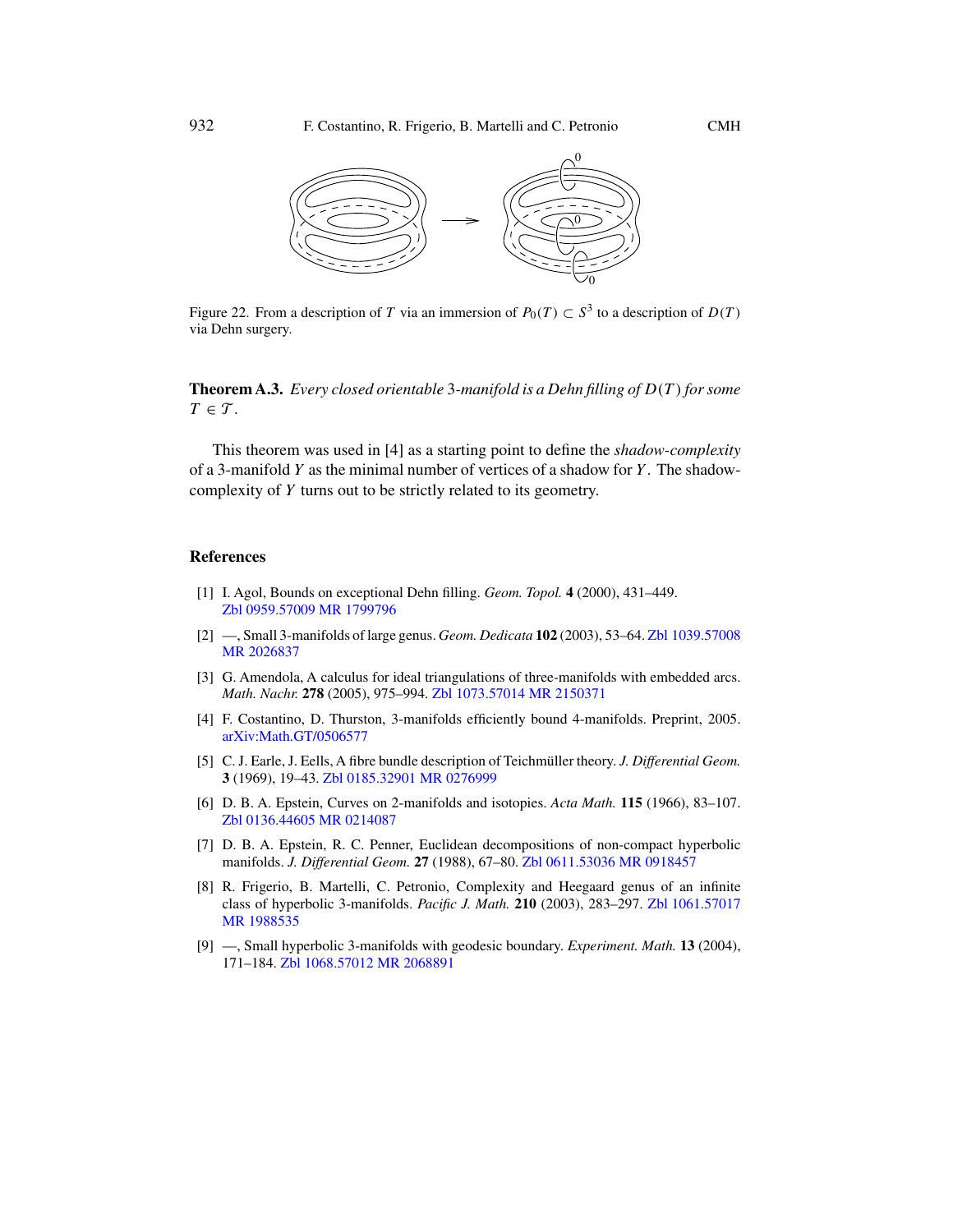Figure 22. From a description of $T$ via an immersion of $P_0(T) \subset S^3$ to a description of $D(T)$ via Dehn surgery.

**Theorem A.3.** *Every closed orientable 3-manifold is a Dehn filling of $D(T)$ for some $T \in \mathcal{T}$.*

This theorem was used in [4] as a starting point to define the *shadow-complexity* of a 3-manifold $Y$ as the minimal number of vertices of a shadow for $Y$. The shadow-complexity of $Y$ turns out to be strictly related to its geometry.

## References

[1] I. Agol, Bounds on exceptional Dehn filling. *Geom. Topol.* **4** (2000), 431–449. Zbl 0959.57009 MR 1799796

[2] —, Small 3-manifolds of large genus. *Geom. Dedicata* **102** (2003), 53–64. Zbl 1039.57008 MR 2026837

[3] G. Amendola, A calculus for ideal triangulations of three-manifolds with embedded arcs. *Math. Nachr.* **278** (2005), 975–994. Zbl 1073.57014 MR 2150371

[4] F. Costantino, D. Thurston, 3-manifolds efficiently bound 4-manifolds. Preprint, 2005. arXiv:Math.GT/0506577

[5] C. J. Earle, J. Eells, A fibre bundle description of Teichmüller theory. *J. Differential Geom.* **3** (1969), 19–43. Zbl 0185.32901 MR 0276999

[6] D. B. A. Epstein, Curves on 2-manifolds and isotopies. *Acta Math.* **115** (1966), 83–107. Zbl 0136.44605 MR 0214087

[7] D. B. A. Epstein, R. C. Penner, Euclidean decompositions of non-compact hyperbolic manifolds. *J. Differential Geom.* **27** (1988), 67–80. Zbl 0611.53036 MR 0918457

[8] R. Frigerio, B. Martelli, C. Petronio, Complexity and Heegaard genus of an infinite class of hyperbolic 3-manifolds. *Pacific J. Math.* **210** (2003), 283–297. Zbl 1061.57017 MR 1988535

[9] —, Small hyperbolic 3-manifolds with geodesic boundary. *Experiment. Math.* **13** (2004), 171–184. Zbl 1068.57012 MR 2068891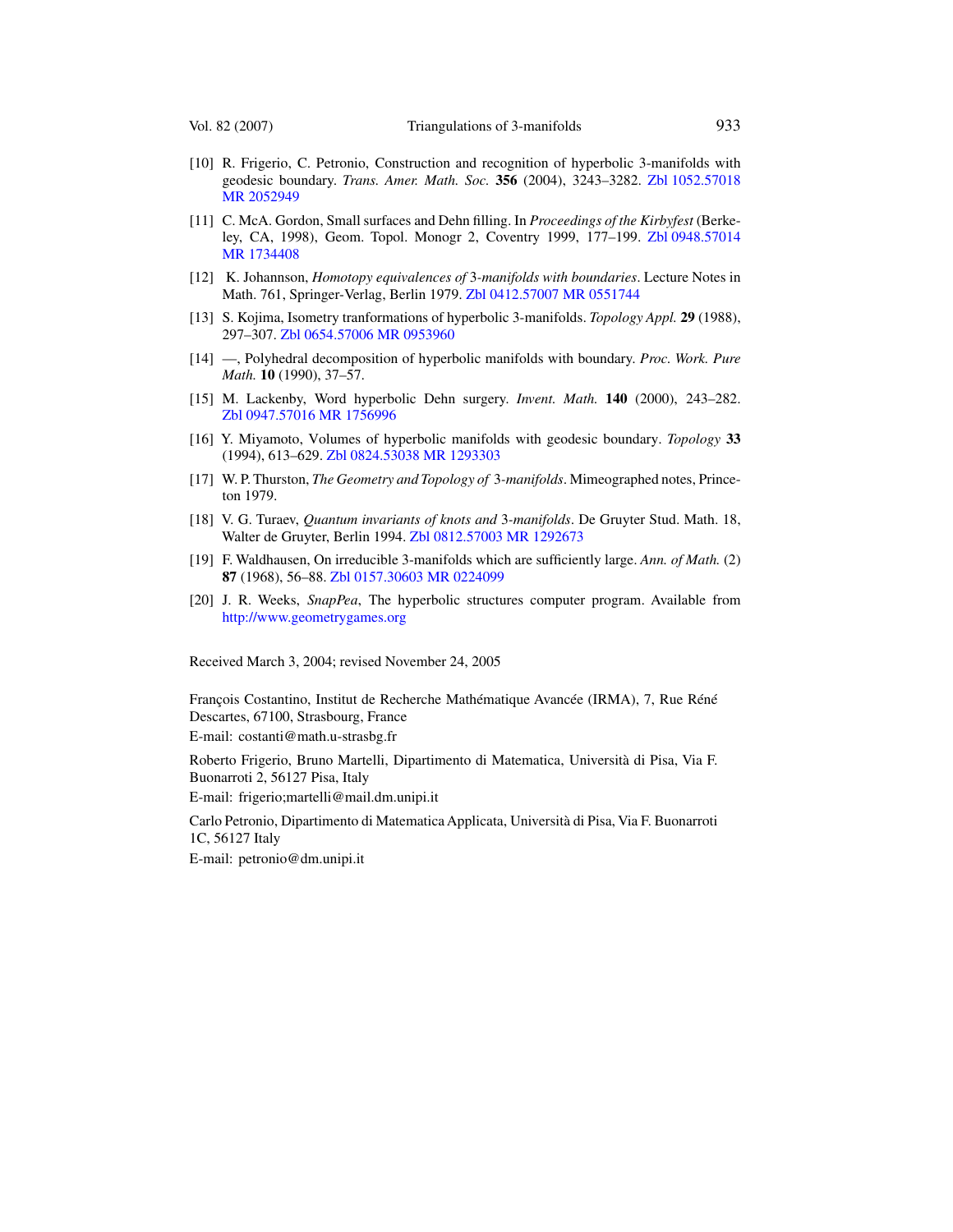[10] R. Frigerio, C. Petronio, Construction and recognition of hyperbolic 3-manifolds with geodesic boundary. *Trans. Amer. Math. Soc.* **356** (2004), 3243–3282. Zbl 1052.57018 MR 2052949

[11] C. McA. Gordon, Small surfaces and Dehn filling. In *Proceedings of the Kirbyfest* (Berkeley, CA, 1998), Geom. Topol. Monogr 2, Coventry 1999, 177–199. Zbl 0948.57014 MR 1734408

[12] K. Johannson, *Homotopy equivalences of* 3*-manifolds with boundaries*. Lecture Notes in Math. 761, Springer-Verlag, Berlin 1979. Zbl 0412.57007 MR 0551744

[13] S. Kojima, Isometry tranformations of hyperbolic 3-manifolds. *Topology Appl.* **29** (1988), 297–307. Zbl 0654.57006 MR 0953960

[14] —, Polyhedral decomposition of hyperbolic manifolds with boundary. *Proc. Work. Pure Math.* **10** (1990), 37–57.

[15] M. Lackenby, Word hyperbolic Dehn surgery. *Invent. Math.* **140** (2000), 243–282. Zbl 0947.57016 MR 1756996

[16] Y. Miyamoto, Volumes of hyperbolic manifolds with geodesic boundary. *Topology* **33** (1994), 613–629. Zbl 0824.53038 MR 1293303

[17] W. P. Thurston, *The Geometry and Topology of* 3*-manifolds*. Mimeographed notes, Princeton 1979.

[18] V. G. Turaev, *Quantum invariants of knots and* 3*-manifolds*. De Gruyter Stud. Math. 18, Walter de Gruyter, Berlin 1994. Zbl 0812.57003 MR 1292673

[19] F. Waldhausen, On irreducible 3-manifolds which are sufficiently large. *Ann. of Math.* (2) **87** (1968), 56–88. Zbl 0157.30603 MR 0224099

[20] J. R. Weeks, *SnapPea*, The hyperbolic structures computer program. Available from http://www.geometrygames.org

Received March 3, 2004; revised November 24, 2005

François Costantino, Institut de Recherche Mathématique Avancée (IRMA), 7, Rue Réné Descartes, 67100, Strasbourg, France

E-mail: costanti@math.u-strasbg.fr

Roberto Frigerio, Bruno Martelli, Dipartimento di Matematica, Università di Pisa, Via F. Buonarroti 2, 56127 Pisa, Italy

E-mail: frigerio;martelli@mail.dm.unipi.it

Carlo Petronio, Dipartimento di Matematica Applicata, Università di Pisa, Via F. Buonarroti 1C, 56127 Italy

E-mail: petronio@dm.unipi.it